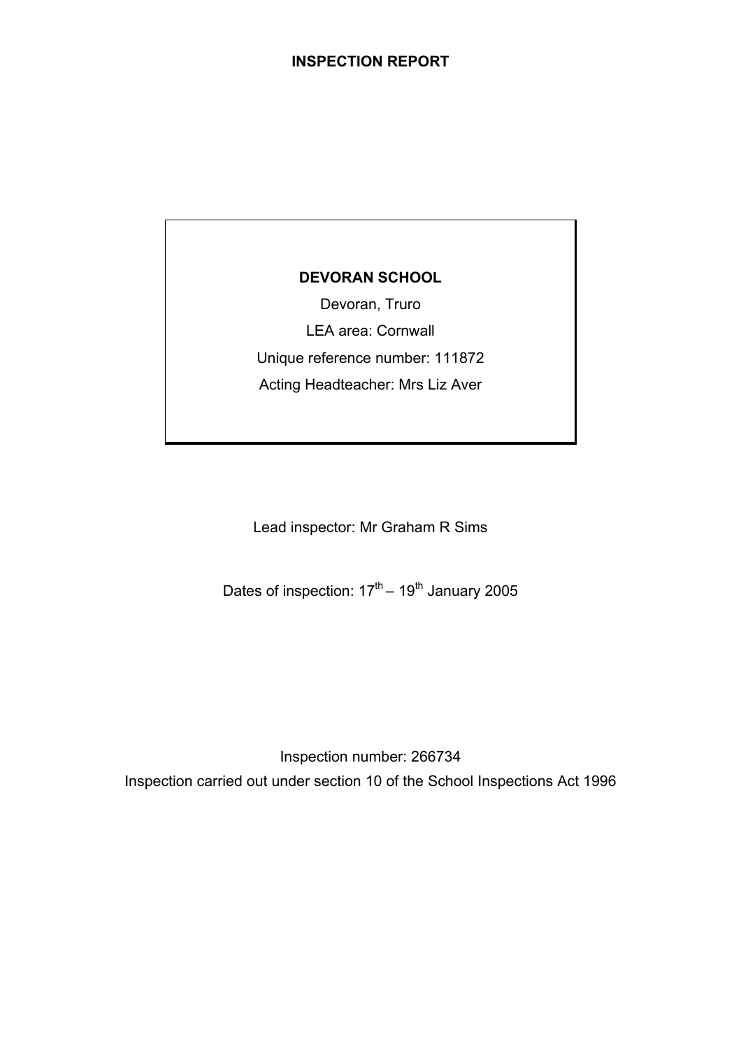# INSPECTION REPORT

**DEVORAN SCHOOL**

Devoran, Truro

LEA area: Cornwall

Unique reference number: 111872

Acting Headteacher: Mrs Liz Aver

Lead inspector: Mr Graham R Sims

Dates of inspection: 17th – 19th January 2005

Inspection number: 266734

Inspection carried out under section 10 of the School Inspections Act 1996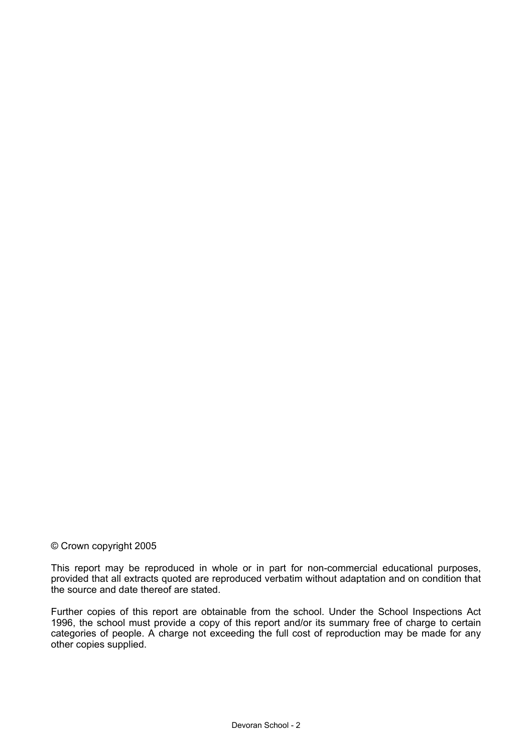© Crown copyright 2005

This report may be reproduced in whole or in part for non-commercial educational purposes, provided that all extracts quoted are reproduced verbatim without adaptation and on condition that the source and date thereof are stated.

Further copies of this report are obtainable from the school. Under the School Inspections Act 1996, the school must provide a copy of this report and/or its summary free of charge to certain categories of people. A charge not exceeding the full cost of reproduction may be made for any other copies supplied.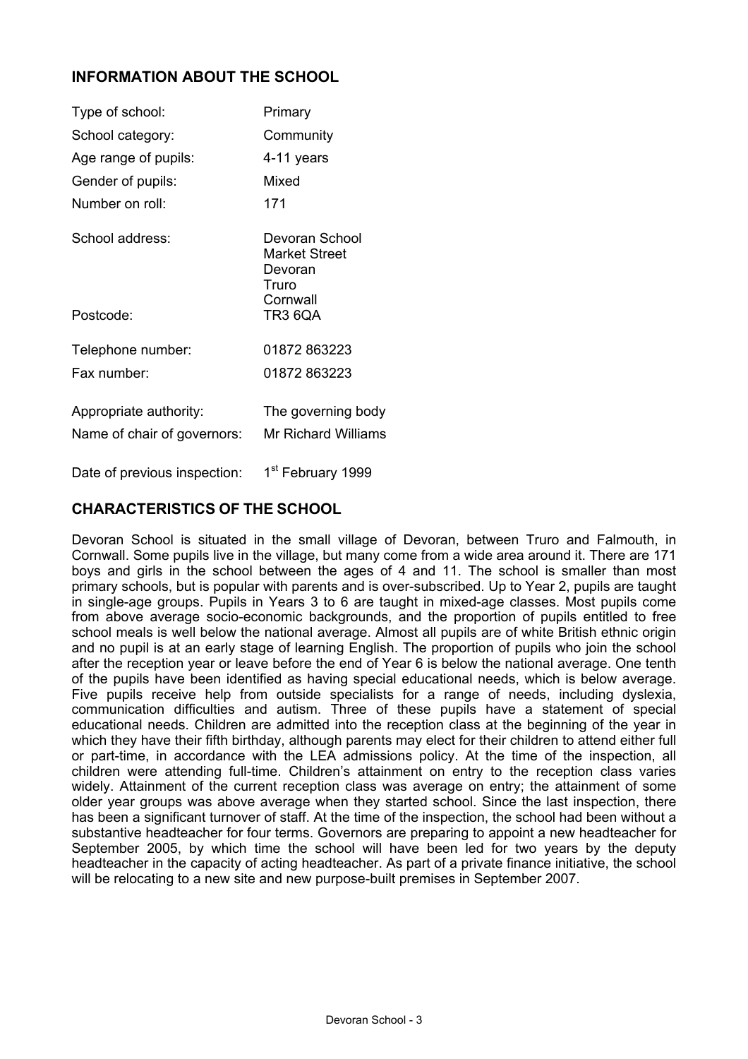## INFORMATION ABOUT THE SCHOOL

| | |
|---|---|
| Type of school: | Primary |
| School category: | Community |
| Age range of pupils: | 4-11 years |
| Gender of pupils: | Mixed |
| Number on roll: | 171 |
| School address: | Devoran School<br>Market Street<br>Devoran<br>Truro<br>Cornwall |
| Postcode: | TR3 6QA |
| Telephone number: | 01872 863223 |
| Fax number: | 01872 863223 |
| Appropriate authority: | The governing body |
| Name of chair of governors: | Mr Richard Williams |
| Date of previous inspection: | 1st February 1999 |

## CHARACTERISTICS OF THE SCHOOL

Devoran School is situated in the small village of Devoran, between Truro and Falmouth, in Cornwall. Some pupils live in the village, but many come from a wide area around it. There are 171 boys and girls in the school between the ages of 4 and 11. The school is smaller than most primary schools, but is popular with parents and is over-subscribed. Up to Year 2, pupils are taught in single-age groups. Pupils in Years 3 to 6 are taught in mixed-age classes. Most pupils come from above average socio-economic backgrounds, and the proportion of pupils entitled to free school meals is well below the national average. Almost all pupils are of white British ethnic origin and no pupil is at an early stage of learning English. The proportion of pupils who join the school after the reception year or leave before the end of Year 6 is below the national average. One tenth of the pupils have been identified as having special educational needs, which is below average. Five pupils receive help from outside specialists for a range of needs, including dyslexia, communication difficulties and autism. Three of these pupils have a statement of special educational needs. Children are admitted into the reception class at the beginning of the year in which they have their fifth birthday, although parents may elect for their children to attend either full or part-time, in accordance with the LEA admissions policy. At the time of the inspection, all children were attending full-time. Children's attainment on entry to the reception class varies widely. Attainment of the current reception class was average on entry; the attainment of some older year groups was above average when they started school. Since the last inspection, there has been a significant turnover of staff. At the time of the inspection, the school had been without a substantive headteacher for four terms. Governors are preparing to appoint a new headteacher for September 2005, by which time the school will have been led for two years by the deputy headteacher in the capacity of acting headteacher. As part of a private finance initiative, the school will be relocating to a new site and new purpose-built premises in September 2007.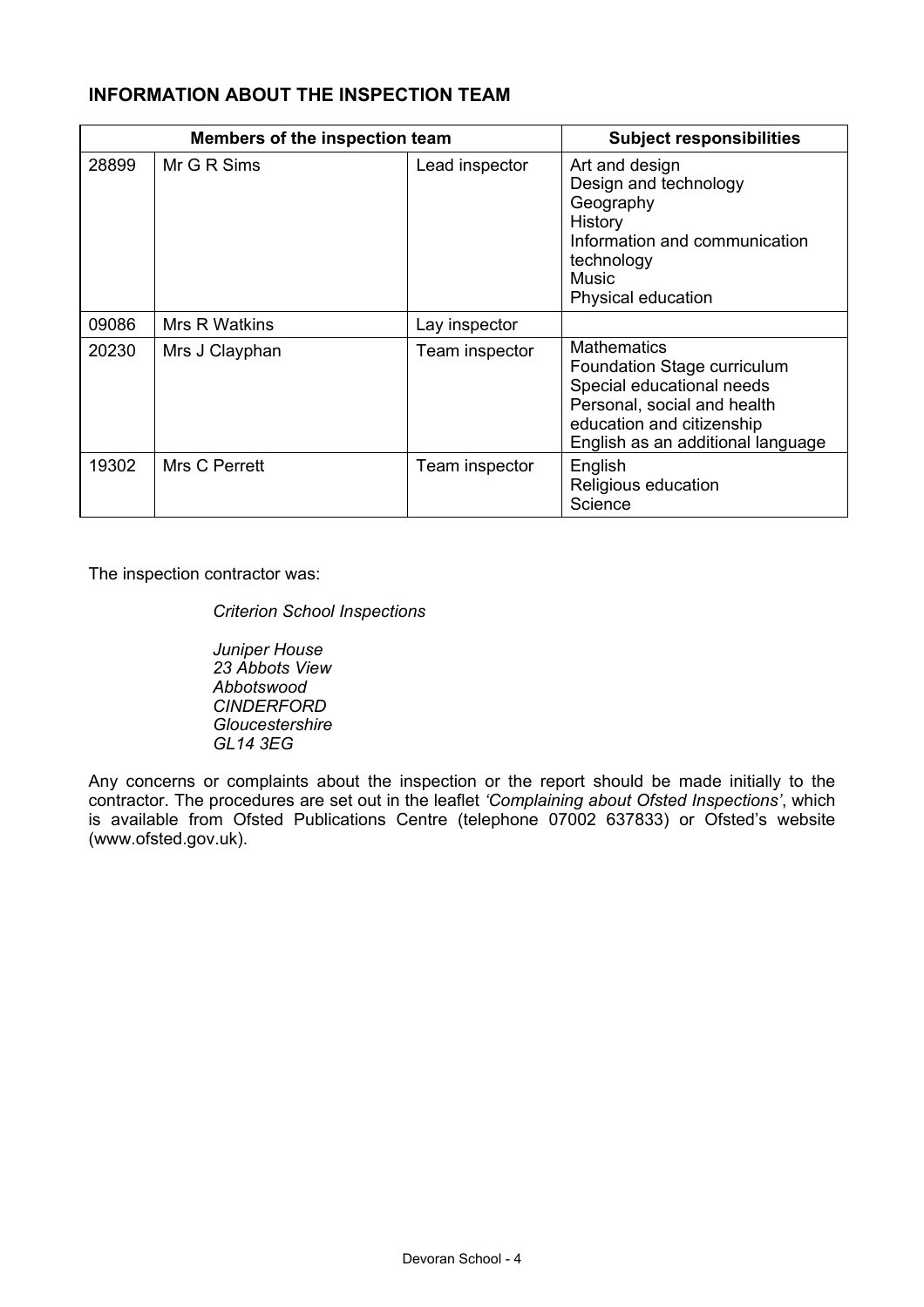## INFORMATION ABOUT THE INSPECTION TEAM

| Members of the inspection team | | | Subject responsibilities |
|---|---|---|---|
| 28899 | Mr G R Sims | Lead inspector | Art and design<br>Design and technology<br>Geography<br>History<br>Information and communication technology<br>Music<br>Physical education |
| 09086 | Mrs R Watkins | Lay inspector | |
| 20230 | Mrs J Clayphan | Team inspector | Mathematics<br>Foundation Stage curriculum<br>Special educational needs<br>Personal, social and health education and citizenship<br>English as an additional language |
| 19302 | Mrs C Perrett | Team inspector | English<br>Religious education<br>Science |

The inspection contractor was:

*Criterion School Inspections*

*Juniper House*
*23 Abbots View*
*Abbotswood*
*CINDERFORD*
*Gloucestershire*
*GL14 3EG*

Any concerns or complaints about the inspection or the report should be made initially to the contractor. The procedures are set out in the leaflet *'Complaining about Ofsted Inspections'*, which is available from Ofsted Publications Centre (telephone 07002 637833) or Ofsted's website (www.ofsted.gov.uk).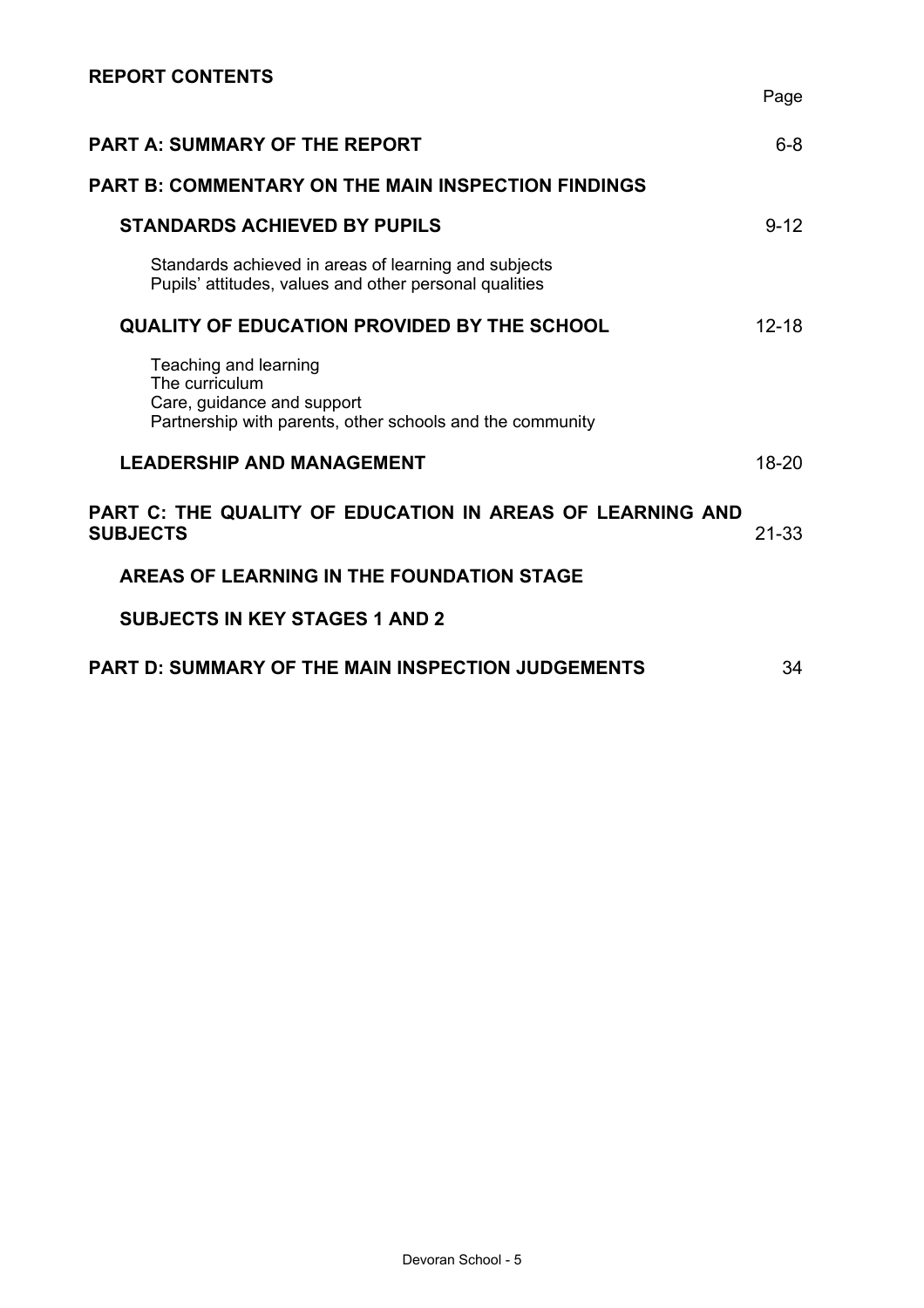## REPORT CONTENTS

| | Page |
|---|---|
| **PART A: SUMMARY OF THE REPORT** | 6-8 |
| **PART B: COMMENTARY ON THE MAIN INSPECTION FINDINGS** | |
| **STANDARDS ACHIEVED BY PUPILS** | 9-12 |
| Standards achieved in areas of learning and subjects<br>Pupils' attitudes, values and other personal qualities | |
| **QUALITY OF EDUCATION PROVIDED BY THE SCHOOL** | 12-18 |
| Teaching and learning<br>The curriculum<br>Care, guidance and support<br>Partnership with parents, other schools and the community | |
| **LEADERSHIP AND MANAGEMENT** | 18-20 |
| **PART C: THE QUALITY OF EDUCATION IN AREAS OF LEARNING AND SUBJECTS** | 21-33 |
| **AREAS OF LEARNING IN THE FOUNDATION STAGE** | |
| **SUBJECTS IN KEY STAGES 1 AND 2** | |
| **PART D: SUMMARY OF THE MAIN INSPECTION JUDGEMENTS** | 34 |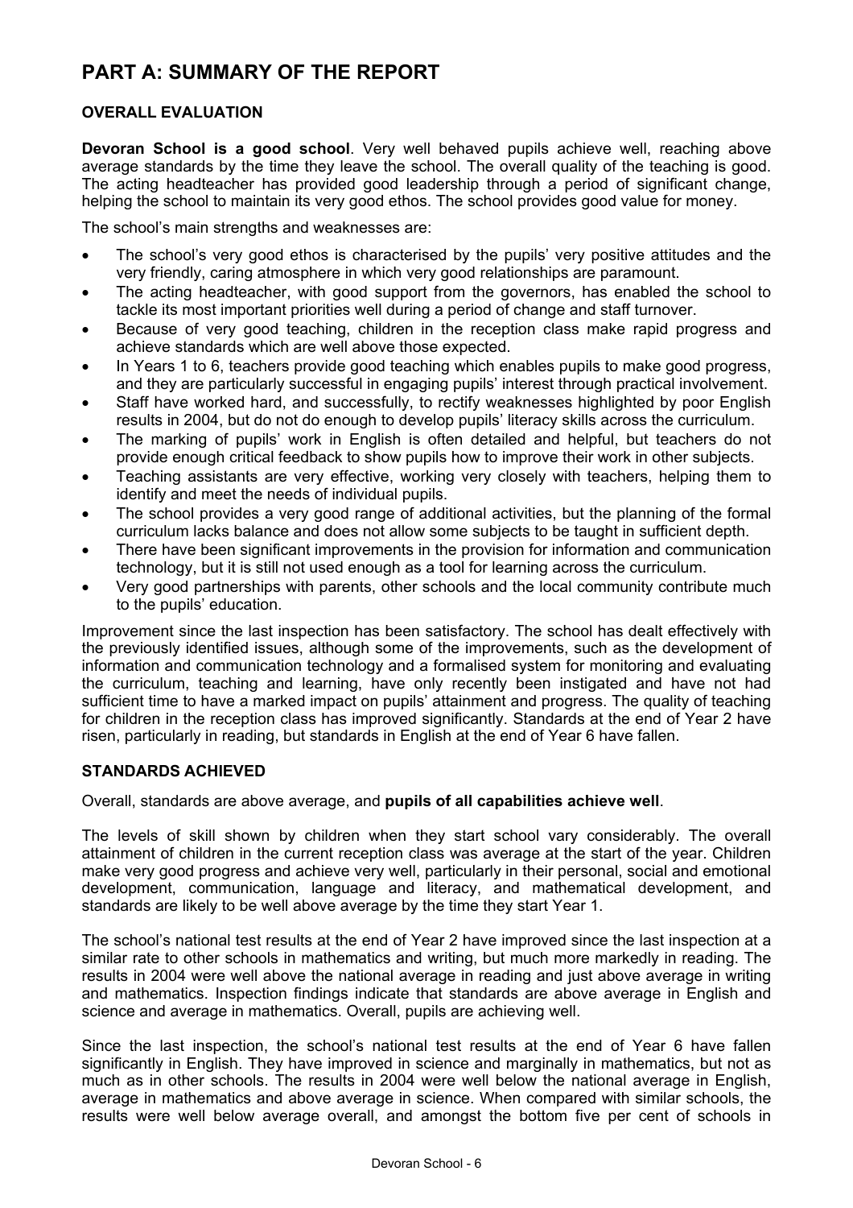# PART A: SUMMARY OF THE REPORT

## OVERALL EVALUATION

**Devoran School is a good school**. Very well behaved pupils achieve well, reaching above average standards by the time they leave the school. The overall quality of the teaching is good. The acting headteacher has provided good leadership through a period of significant change, helping the school to maintain its very good ethos. The school provides good value for money.

The school's main strengths and weaknesses are:

- The school's very good ethos is characterised by the pupils' very positive attitudes and the very friendly, caring atmosphere in which very good relationships are paramount.
- The acting headteacher, with good support from the governors, has enabled the school to tackle its most important priorities well during a period of change and staff turnover.
- Because of very good teaching, children in the reception class make rapid progress and achieve standards which are well above those expected.
- In Years 1 to 6, teachers provide good teaching which enables pupils to make good progress, and they are particularly successful in engaging pupils' interest through practical involvement.
- Staff have worked hard, and successfully, to rectify weaknesses highlighted by poor English results in 2004, but do not do enough to develop pupils' literacy skills across the curriculum.
- The marking of pupils' work in English is often detailed and helpful, but teachers do not provide enough critical feedback to show pupils how to improve their work in other subjects.
- Teaching assistants are very effective, working very closely with teachers, helping them to identify and meet the needs of individual pupils.
- The school provides a very good range of additional activities, but the planning of the formal curriculum lacks balance and does not allow some subjects to be taught in sufficient depth.
- There have been significant improvements in the provision for information and communication technology, but it is still not used enough as a tool for learning across the curriculum.
- Very good partnerships with parents, other schools and the local community contribute much to the pupils' education.

Improvement since the last inspection has been satisfactory. The school has dealt effectively with the previously identified issues, although some of the improvements, such as the development of information and communication technology and a formalised system for monitoring and evaluating the curriculum, teaching and learning, have only recently been instigated and have not had sufficient time to have a marked impact on pupils' attainment and progress. The quality of teaching for children in the reception class has improved significantly. Standards at the end of Year 2 have risen, particularly in reading, but standards in English at the end of Year 6 have fallen.

## STANDARDS ACHIEVED

Overall, standards are above average, and **pupils of all capabilities achieve well**.

The levels of skill shown by children when they start school vary considerably. The overall attainment of children in the current reception class was average at the start of the year. Children make very good progress and achieve very well, particularly in their personal, social and emotional development, communication, language and literacy, and mathematical development, and standards are likely to be well above average by the time they start Year 1.

The school's national test results at the end of Year 2 have improved since the last inspection at a similar rate to other schools in mathematics and writing, but much more markedly in reading. The results in 2004 were well above the national average in reading and just above average in writing and mathematics. Inspection findings indicate that standards are above average in English and science and average in mathematics. Overall, pupils are achieving well.

Since the last inspection, the school's national test results at the end of Year 6 have fallen significantly in English. They have improved in science and marginally in mathematics, but not as much as in other schools. The results in 2004 were well below the national average in English, average in mathematics and above average in science. When compared with similar schools, the results were well below average overall, and amongst the bottom five per cent of schools in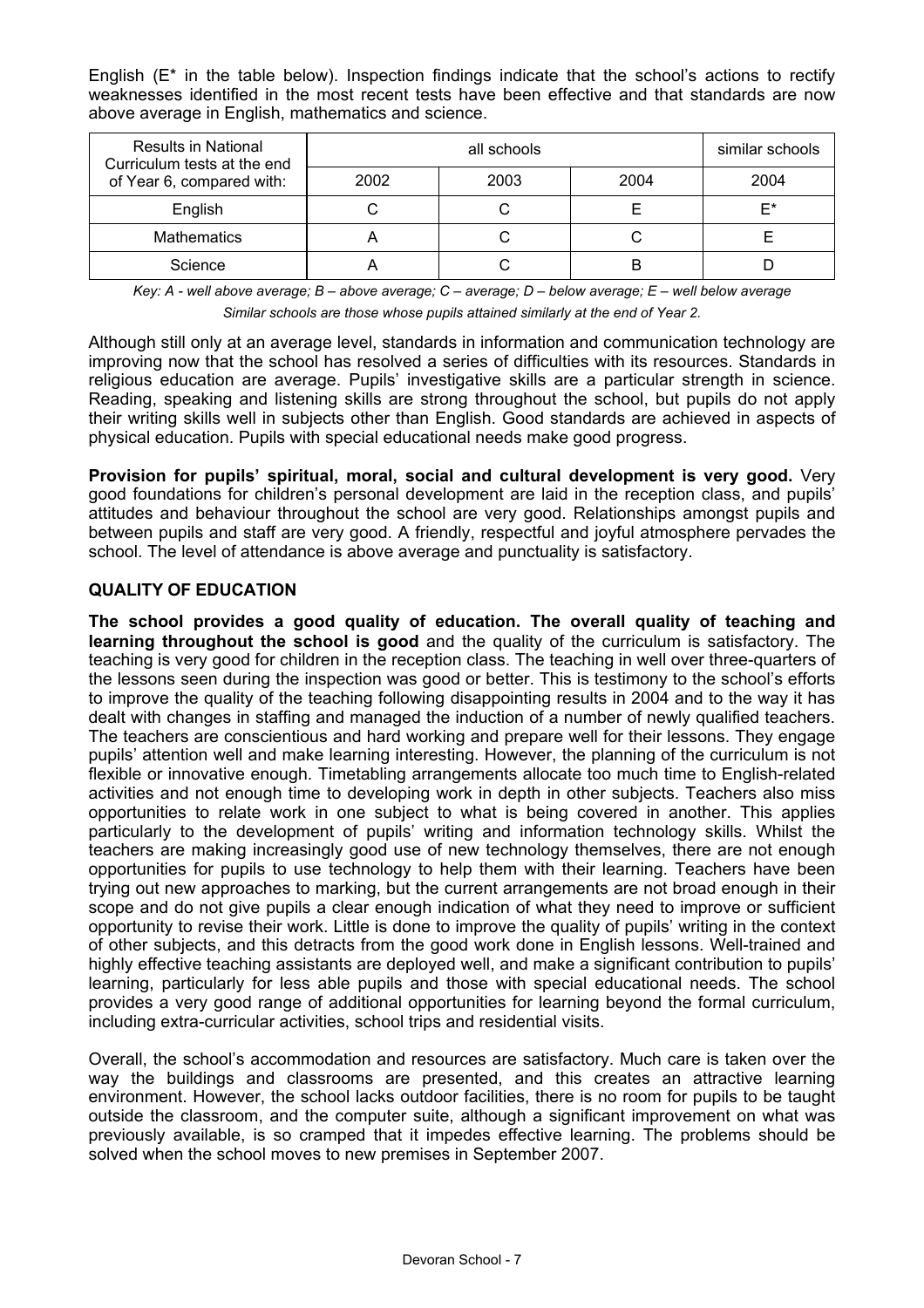English (E* in the table below). Inspection findings indicate that the school's actions to rectify weaknesses identified in the most recent tests have been effective and that standards are now above average in English, mathematics and science.

| Results in National Curriculum tests at the end of Year 6, compared with: | all schools | | | similar schools |
|---|---|---|---|---|
| | 2002 | 2003 | 2004 | 2004 |
| English | C | C | E | E* |
| Mathematics | A | C | C | E |
| Science | A | C | B | D |

*Key: A - well above average; B – above average; C – average; D – below average; E – well below average*

*Similar schools are those whose pupils attained similarly at the end of Year 2.*

Although still only at an average level, standards in information and communication technology are improving now that the school has resolved a series of difficulties with its resources. Standards in religious education are average. Pupils' investigative skills are a particular strength in science. Reading, speaking and listening skills are strong throughout the school, but pupils do not apply their writing skills well in subjects other than English. Good standards are achieved in aspects of physical education. Pupils with special educational needs make good progress.

**Provision for pupils' spiritual, moral, social and cultural development is very good.** Very good foundations for children's personal development are laid in the reception class, and pupils' attitudes and behaviour throughout the school are very good. Relationships amongst pupils and between pupils and staff are very good. A friendly, respectful and joyful atmosphere pervades the school. The level of attendance is above average and punctuality is satisfactory.

## QUALITY OF EDUCATION

**The school provides a good quality of education. The overall quality of teaching and learning throughout the school is good** and the quality of the curriculum is satisfactory. The teaching is very good for children in the reception class. The teaching in well over three-quarters of the lessons seen during the inspection was good or better. This is testimony to the school's efforts to improve the quality of the teaching following disappointing results in 2004 and to the way it has dealt with changes in staffing and managed the induction of a number of newly qualified teachers. The teachers are conscientious and hard working and prepare well for their lessons. They engage pupils' attention well and make learning interesting. However, the planning of the curriculum is not flexible or innovative enough. Timetabling arrangements allocate too much time to English-related activities and not enough time to developing work in depth in other subjects. Teachers also miss opportunities to relate work in one subject to what is being covered in another. This applies particularly to the development of pupils' writing and information technology skills. Whilst the teachers are making increasingly good use of new technology themselves, there are not enough opportunities for pupils to use technology to help them with their learning. Teachers have been trying out new approaches to marking, but the current arrangements are not broad enough in their scope and do not give pupils a clear enough indication of what they need to improve or sufficient opportunity to revise their work. Little is done to improve the quality of pupils' writing in the context of other subjects, and this detracts from the good work done in English lessons. Well-trained and highly effective teaching assistants are deployed well, and make a significant contribution to pupils' learning, particularly for less able pupils and those with special educational needs. The school provides a very good range of additional opportunities for learning beyond the formal curriculum, including extra-curricular activities, school trips and residential visits.

Overall, the school's accommodation and resources are satisfactory. Much care is taken over the way the buildings and classrooms are presented, and this creates an attractive learning environment. However, the school lacks outdoor facilities, there is no room for pupils to be taught outside the classroom, and the computer suite, although a significant improvement on what was previously available, is so cramped that it impedes effective learning. The problems should be solved when the school moves to new premises in September 2007.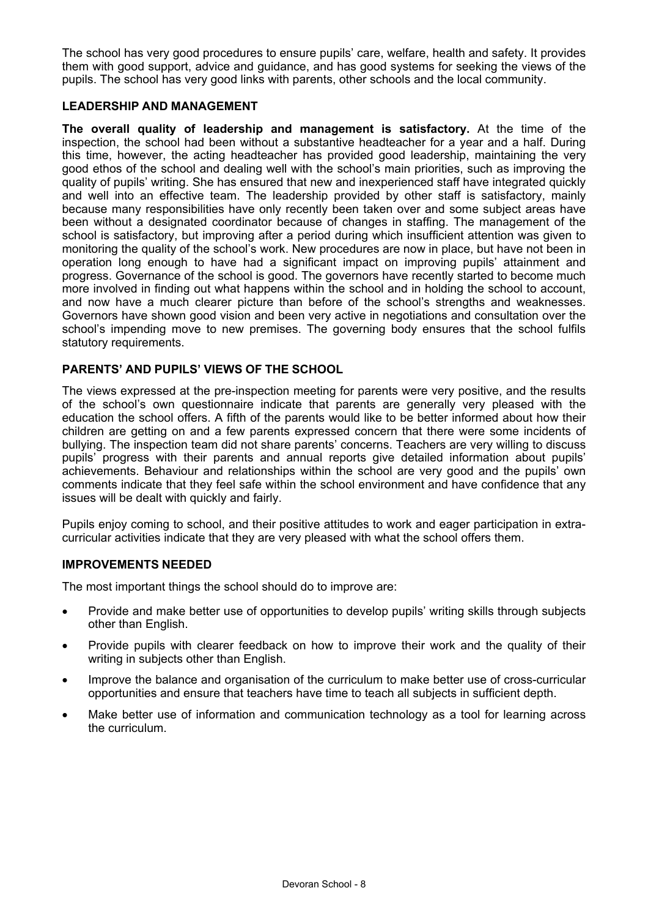The school has very good procedures to ensure pupils' care, welfare, health and safety. It provides them with good support, advice and guidance, and has good systems for seeking the views of the pupils. The school has very good links with parents, other schools and the local community.

### LEADERSHIP AND MANAGEMENT

**The overall quality of leadership and management is satisfactory.** At the time of the inspection, the school had been without a substantive headteacher for a year and a half. During this time, however, the acting headteacher has provided good leadership, maintaining the very good ethos of the school and dealing well with the school's main priorities, such as improving the quality of pupils' writing. She has ensured that new and inexperienced staff have integrated quickly and well into an effective team. The leadership provided by other staff is satisfactory, mainly because many responsibilities have only recently been taken over and some subject areas have been without a designated coordinator because of changes in staffing. The management of the school is satisfactory, but improving after a period during which insufficient attention was given to monitoring the quality of the school's work. New procedures are now in place, but have not been in operation long enough to have had a significant impact on improving pupils' attainment and progress. Governance of the school is good. The governors have recently started to become much more involved in finding out what happens within the school and in holding the school to account, and now have a much clearer picture than before of the school's strengths and weaknesses. Governors have shown good vision and been very active in negotiations and consultation over the school's impending move to new premises. The governing body ensures that the school fulfils statutory requirements.

### PARENTS' AND PUPILS' VIEWS OF THE SCHOOL

The views expressed at the pre-inspection meeting for parents were very positive, and the results of the school's own questionnaire indicate that parents are generally very pleased with the education the school offers. A fifth of the parents would like to be better informed about how their children are getting on and a few parents expressed concern that there were some incidents of bullying. The inspection team did not share parents' concerns. Teachers are very willing to discuss pupils' progress with their parents and annual reports give detailed information about pupils' achievements. Behaviour and relationships within the school are very good and the pupils' own comments indicate that they feel safe within the school environment and have confidence that any issues will be dealt with quickly and fairly.

Pupils enjoy coming to school, and their positive attitudes to work and eager participation in extra-curricular activities indicate that they are very pleased with what the school offers them.

### IMPROVEMENTS NEEDED

The most important things the school should do to improve are:

- Provide and make better use of opportunities to develop pupils' writing skills through subjects other than English.
- Provide pupils with clearer feedback on how to improve their work and the quality of their writing in subjects other than English.
- Improve the balance and organisation of the curriculum to make better use of cross-curricular opportunities and ensure that teachers have time to teach all subjects in sufficient depth.
- Make better use of information and communication technology as a tool for learning across the curriculum.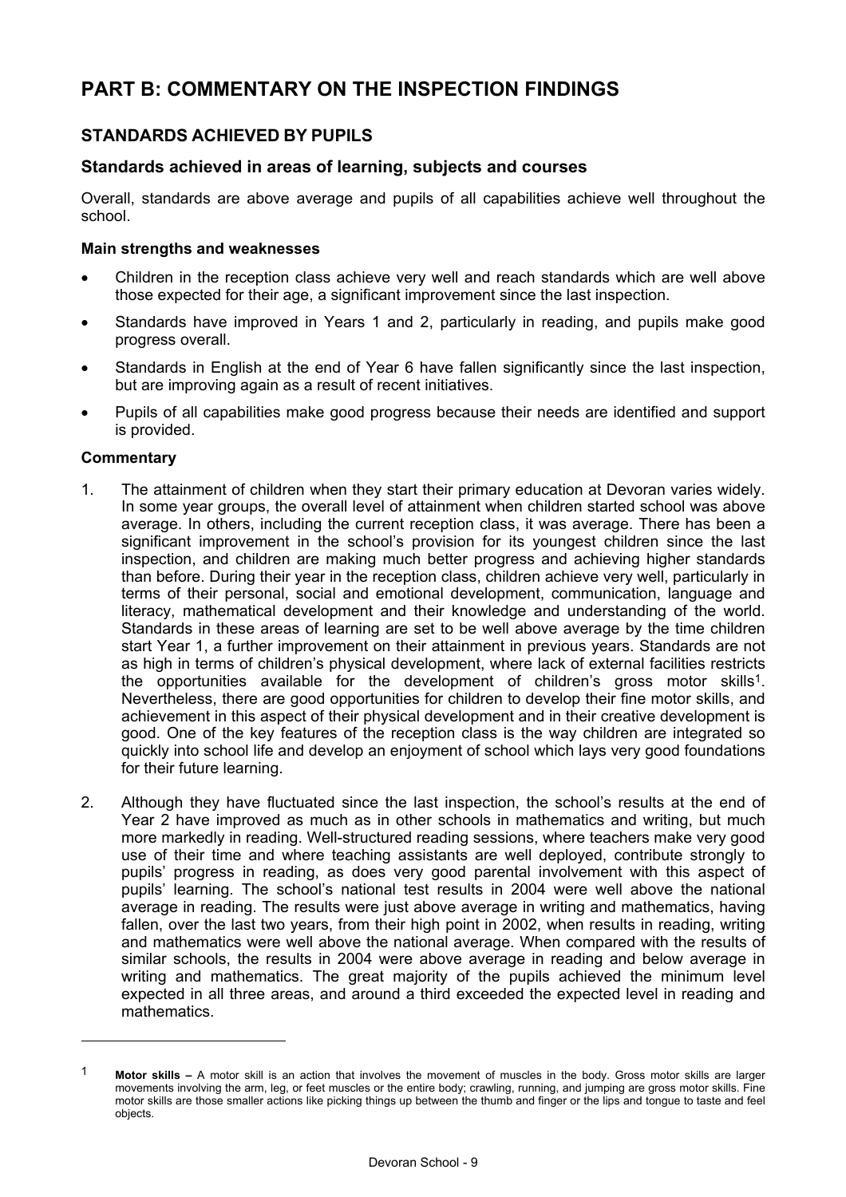# PART B: COMMENTARY ON THE INSPECTION FINDINGS

## STANDARDS ACHIEVED BY PUPILS

### Standards achieved in areas of learning, subjects and courses

Overall, standards are above average and pupils of all capabilities achieve well throughout the school.

**Main strengths and weaknesses**

- Children in the reception class achieve very well and reach standards which are well above those expected for their age, a significant improvement since the last inspection.
- Standards have improved in Years 1 and 2, particularly in reading, and pupils make good progress overall.
- Standards in English at the end of Year 6 have fallen significantly since the last inspection, but are improving again as a result of recent initiatives.
- Pupils of all capabilities make good progress because their needs are identified and support is provided.

**Commentary**

1. The attainment of children when they start their primary education at Devoran varies widely. In some year groups, the overall level of attainment when children started school was above average. In others, including the current reception class, it was average. There has been a significant improvement in the school's provision for its youngest children since the last inspection, and children are making much better progress and achieving higher standards than before. During their year in the reception class, children achieve very well, particularly in terms of their personal, social and emotional development, communication, language and literacy, mathematical development and their knowledge and understanding of the world. Standards in these areas of learning are set to be well above average by the time children start Year 1, a further improvement on their attainment in previous years. Standards are not as high in terms of children's physical development, where lack of external facilities restricts the opportunities available for the development of children's gross motor skills[1]. Nevertheless, there are good opportunities for children to develop their fine motor skills, and achievement in this aspect of their physical development and in their creative development is good. One of the key features of the reception class is the way children are integrated so quickly into school life and develop an enjoyment of school which lays very good foundations for their future learning.

2. Although they have fluctuated since the last inspection, the school's results at the end of Year 2 have improved as much as in other schools in mathematics and writing, but much more markedly in reading. Well-structured reading sessions, where teachers make very good use of their time and where teaching assistants are well deployed, contribute strongly to pupils' progress in reading, as does very good parental involvement with this aspect of pupils' learning. The school's national test results in 2004 were well above the national average in reading. The results were just above average in writing and mathematics, having fallen, over the last two years, from their high point in 2002, when results in reading, writing and mathematics were well above the national average. When compared with the results of similar schools, the results in 2004 were above average in reading and below average in writing and mathematics. The great majority of the pupils achieved the minimum level expected in all three areas, and around a third exceeded the expected level in reading and mathematics.

---

[1] **Motor skills –** A motor skill is an action that involves the movement of muscles in the body. Gross motor skills are larger movements involving the arm, leg, or feet muscles or the entire body; crawling, running, and jumping are gross motor skills. Fine motor skills are those smaller actions like picking things up between the thumb and finger or the lips and tongue to taste and feel objects.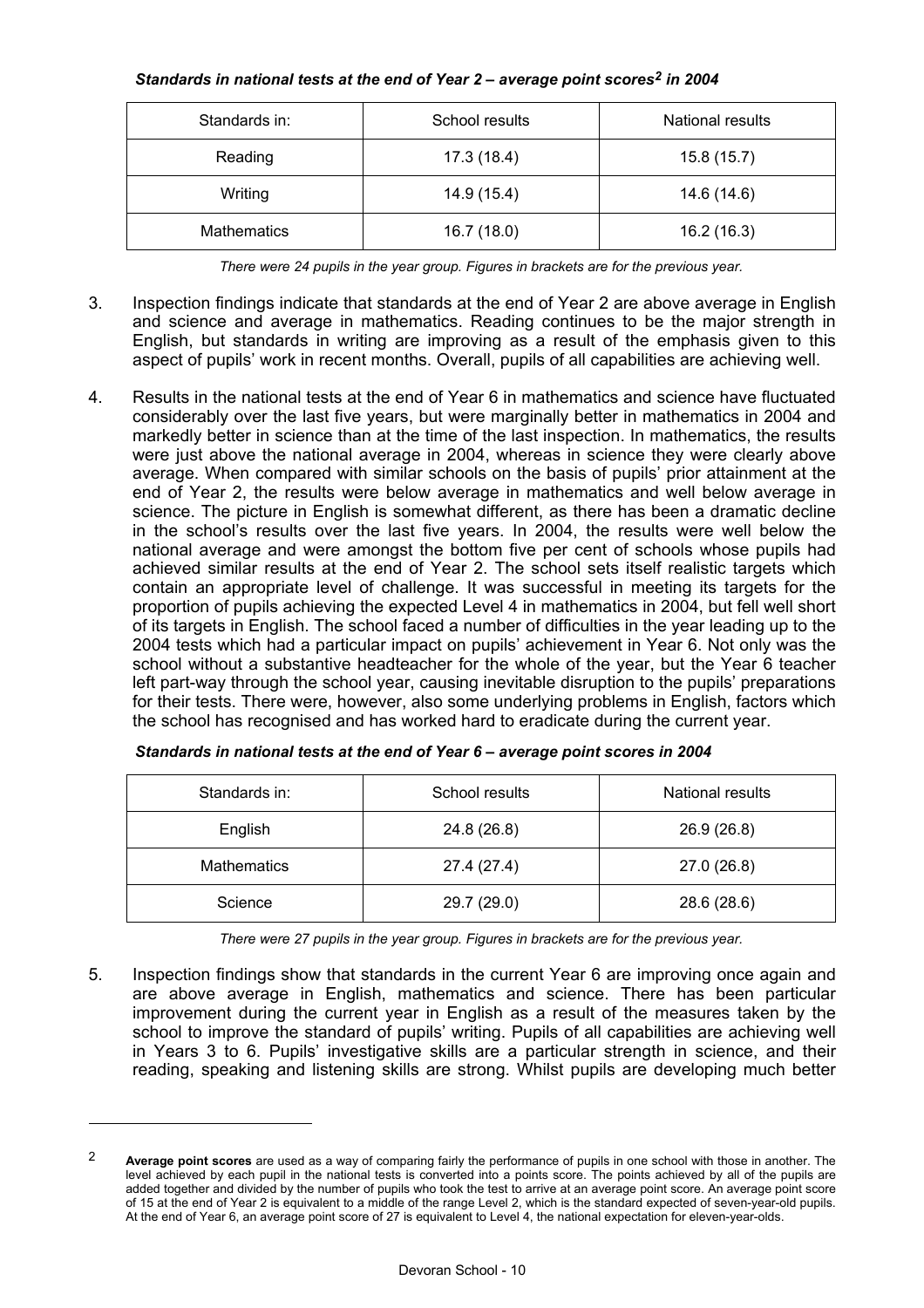***Standards in national tests at the end of Year 2 – average point scores[2] in 2004***

| Standards in: | School results | National results |
|---|---|---|
| Reading | 17.3 (18.4) | 15.8 (15.7) |
| Writing | 14.9 (15.4) | 14.6 (14.6) |
| Mathematics | 16.7 (18.0) | 16.2 (16.3) |

*There were 24 pupils in the year group. Figures in brackets are for the previous year.*

3. Inspection findings indicate that standards at the end of Year 2 are above average in English and science and average in mathematics. Reading continues to be the major strength in English, but standards in writing are improving as a result of the emphasis given to this aspect of pupils' work in recent months. Overall, pupils of all capabilities are achieving well.

4. Results in the national tests at the end of Year 6 in mathematics and science have fluctuated considerably over the last five years, but were marginally better in mathematics in 2004 and markedly better in science than at the time of the last inspection. In mathematics, the results were just above the national average in 2004, whereas in science they were clearly above average. When compared with similar schools on the basis of pupils' prior attainment at the end of Year 2, the results were below average in mathematics and well below average in science. The picture in English is somewhat different, as there has been a dramatic decline in the school's results over the last five years. In 2004, the results were well below the national average and were amongst the bottom five per cent of schools whose pupils had achieved similar results at the end of Year 2. The school sets itself realistic targets which contain an appropriate level of challenge. It was successful in meeting its targets for the proportion of pupils achieving the expected Level 4 in mathematics in 2004, but fell well short of its targets in English. The school faced a number of difficulties in the year leading up to the 2004 tests which had a particular impact on pupils' achievement in Year 6. Not only was the school without a substantive headteacher for the whole of the year, but the Year 6 teacher left part-way through the school year, causing inevitable disruption to the pupils' preparations for their tests. There were, however, also some underlying problems in English, factors which the school has recognised and has worked hard to eradicate during the current year.

***Standards in national tests at the end of Year 6 – average point scores in 2004***

| Standards in: | School results | National results |
|---|---|---|
| English | 24.8 (26.8) | 26.9 (26.8) |
| Mathematics | 27.4 (27.4) | 27.0 (26.8) |
| Science | 29.7 (29.0) | 28.6 (28.6) |

*There were 27 pupils in the year group. Figures in brackets are for the previous year.*

5. Inspection findings show that standards in the current Year 6 are improving once again and are above average in English, mathematics and science. There has been particular improvement during the current year in English as a result of the measures taken by the school to improve the standard of pupils' writing. Pupils of all capabilities are achieving well in Years 3 to 6. Pupils' investigative skills are a particular strength in science, and their reading, speaking and listening skills are strong. Whilst pupils are developing much better

[2] **Average point scores** are used as a way of comparing fairly the performance of pupils in one school with those in another. The level achieved by each pupil in the national tests is converted into a points score. The points achieved by all of the pupils are added together and divided by the number of pupils who took the test to arrive at an average point score. An average point score of 15 at the end of Year 2 is equivalent to a middle of the range Level 2, which is the standard expected of seven-year-old pupils. At the end of Year 6, an average point score of 27 is equivalent to Level 4, the national expectation for eleven-year-olds.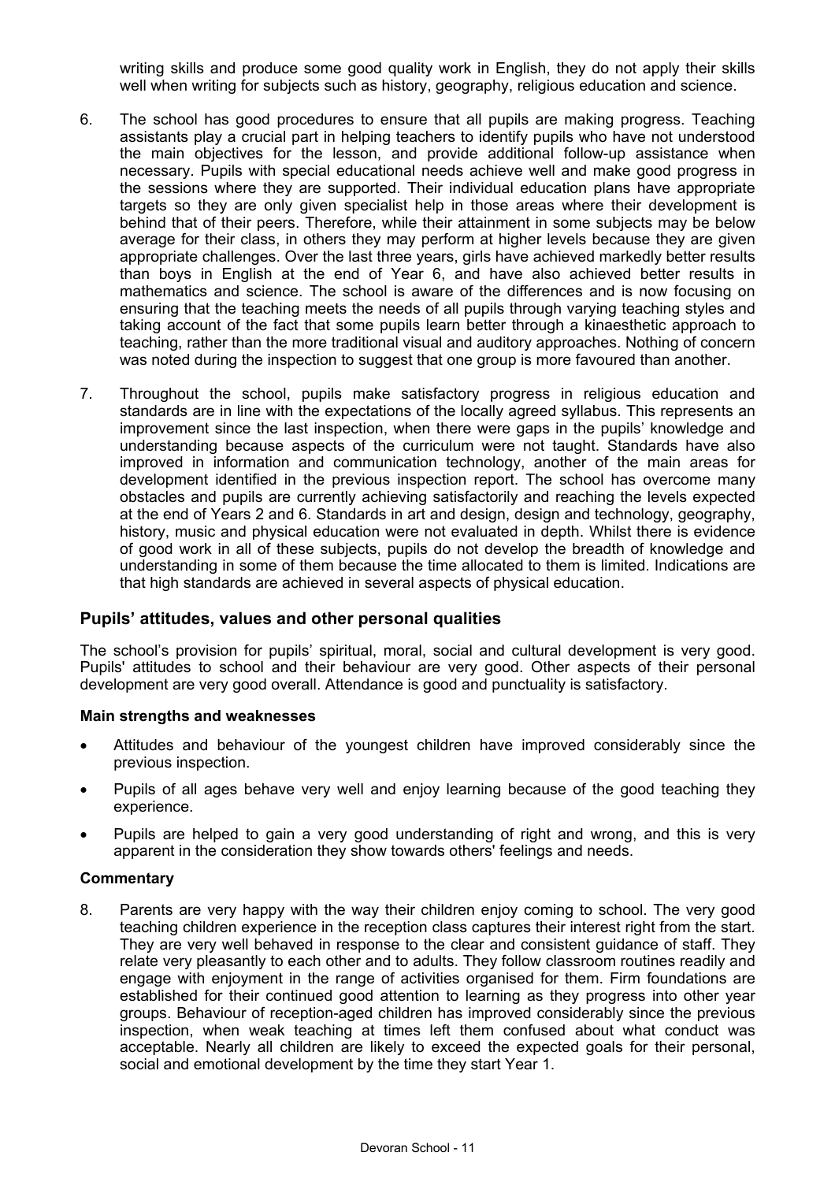writing skills and produce some good quality work in English, they do not apply their skills well when writing for subjects such as history, geography, religious education and science.

6. The school has good procedures to ensure that all pupils are making progress. Teaching assistants play a crucial part in helping teachers to identify pupils who have not understood the main objectives for the lesson, and provide additional follow-up assistance when necessary. Pupils with special educational needs achieve well and make good progress in the sessions where they are supported. Their individual education plans have appropriate targets so they are only given specialist help in those areas where their development is behind that of their peers. Therefore, while their attainment in some subjects may be below average for their class, in others they may perform at higher levels because they are given appropriate challenges. Over the last three years, girls have achieved markedly better results than boys in English at the end of Year 6, and have also achieved better results in mathematics and science. The school is aware of the differences and is now focusing on ensuring that the teaching meets the needs of all pupils through varying teaching styles and taking account of the fact that some pupils learn better through a kinaesthetic approach to teaching, rather than the more traditional visual and auditory approaches. Nothing of concern was noted during the inspection to suggest that one group is more favoured than another.

7. Throughout the school, pupils make satisfactory progress in religious education and standards are in line with the expectations of the locally agreed syllabus. This represents an improvement since the last inspection, when there were gaps in the pupils' knowledge and understanding because aspects of the curriculum were not taught. Standards have also improved in information and communication technology, another of the main areas for development identified in the previous inspection report. The school has overcome many obstacles and pupils are currently achieving satisfactorily and reaching the levels expected at the end of Years 2 and 6. Standards in art and design, design and technology, geography, history, music and physical education were not evaluated in depth. Whilst there is evidence of good work in all of these subjects, pupils do not develop the breadth of knowledge and understanding in some of them because the time allocated to them is limited. Indications are that high standards are achieved in several aspects of physical education.

## Pupils' attitudes, values and other personal qualities

The school's provision for pupils' spiritual, moral, social and cultural development is very good. Pupils' attitudes to school and their behaviour are very good. Other aspects of their personal development are very good overall. Attendance is good and punctuality is satisfactory.

### Main strengths and weaknesses

- Attitudes and behaviour of the youngest children have improved considerably since the previous inspection.
- Pupils of all ages behave very well and enjoy learning because of the good teaching they experience.
- Pupils are helped to gain a very good understanding of right and wrong, and this is very apparent in the consideration they show towards others' feelings and needs.

### Commentary

8. Parents are very happy with the way their children enjoy coming to school. The very good teaching children experience in the reception class captures their interest right from the start. They are very well behaved in response to the clear and consistent guidance of staff. They relate very pleasantly to each other and to adults. They follow classroom routines readily and engage with enjoyment in the range of activities organised for them. Firm foundations are established for their continued good attention to learning as they progress into other year groups. Behaviour of reception-aged children has improved considerably since the previous inspection, when weak teaching at times left them confused about what conduct was acceptable. Nearly all children are likely to exceed the expected goals for their personal, social and emotional development by the time they start Year 1.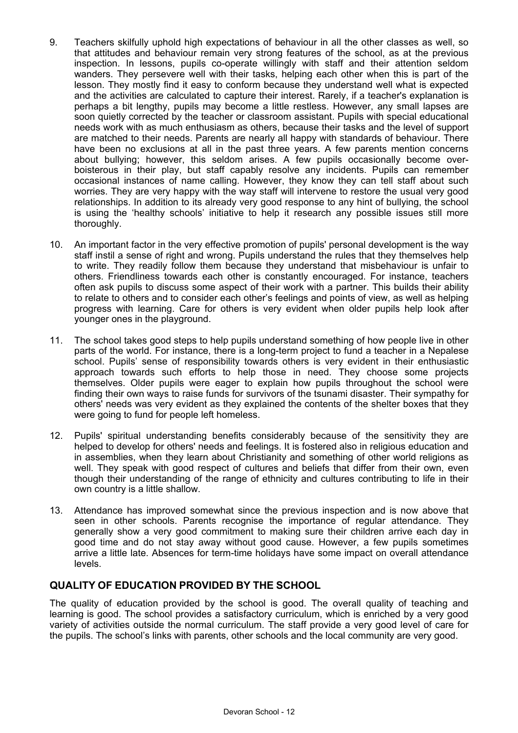9. Teachers skilfully uphold high expectations of behaviour in all the other classes as well, so that attitudes and behaviour remain very strong features of the school, as at the previous inspection. In lessons, pupils co-operate willingly with staff and their attention seldom wanders. They persevere well with their tasks, helping each other when this is part of the lesson. They mostly find it easy to conform because they understand well what is expected and the activities are calculated to capture their interest. Rarely, if a teacher's explanation is perhaps a bit lengthy, pupils may become a little restless. However, any small lapses are soon quietly corrected by the teacher or classroom assistant. Pupils with special educational needs work with as much enthusiasm as others, because their tasks and the level of support are matched to their needs. Parents are nearly all happy with standards of behaviour. There have been no exclusions at all in the past three years. A few parents mention concerns about bullying; however, this seldom arises. A few pupils occasionally become over-boisterous in their play, but staff capably resolve any incidents. Pupils can remember occasional instances of name calling. However, they know they can tell staff about such worries. They are very happy with the way staff will intervene to restore the usual very good relationships. In addition to its already very good response to any hint of bullying, the school is using the 'healthy schools' initiative to help it research any possible issues still more thoroughly.

10. An important factor in the very effective promotion of pupils' personal development is the way staff instil a sense of right and wrong. Pupils understand the rules that they themselves help to write. They readily follow them because they understand that misbehaviour is unfair to others. Friendliness towards each other is constantly encouraged. For instance, teachers often ask pupils to discuss some aspect of their work with a partner. This builds their ability to relate to others and to consider each other's feelings and points of view, as well as helping progress with learning. Care for others is very evident when older pupils help look after younger ones in the playground.

11. The school takes good steps to help pupils understand something of how people live in other parts of the world. For instance, there is a long-term project to fund a teacher in a Nepalese school. Pupils' sense of responsibility towards others is very evident in their enthusiastic approach towards such efforts to help those in need. They choose some projects themselves. Older pupils were eager to explain how pupils throughout the school were finding their own ways to raise funds for survivors of the tsunami disaster. Their sympathy for others' needs was very evident as they explained the contents of the shelter boxes that they were going to fund for people left homeless.

12. Pupils' spiritual understanding benefits considerably because of the sensitivity they are helped to develop for others' needs and feelings. It is fostered also in religious education and in assemblies, when they learn about Christianity and something of other world religions as well. They speak with good respect of cultures and beliefs that differ from their own, even though their understanding of the range of ethnicity and cultures contributing to life in their own country is a little shallow.

13. Attendance has improved somewhat since the previous inspection and is now above that seen in other schools. Parents recognise the importance of regular attendance. They generally show a very good commitment to making sure their children arrive each day in good time and do not stay away without good cause. However, a few pupils sometimes arrive a little late. Absences for term-time holidays have some impact on overall attendance levels.

## QUALITY OF EDUCATION PROVIDED BY THE SCHOOL

The quality of education provided by the school is good. The overall quality of teaching and learning is good. The school provides a satisfactory curriculum, which is enriched by a very good variety of activities outside the normal curriculum. The staff provide a very good level of care for the pupils. The school's links with parents, other schools and the local community are very good.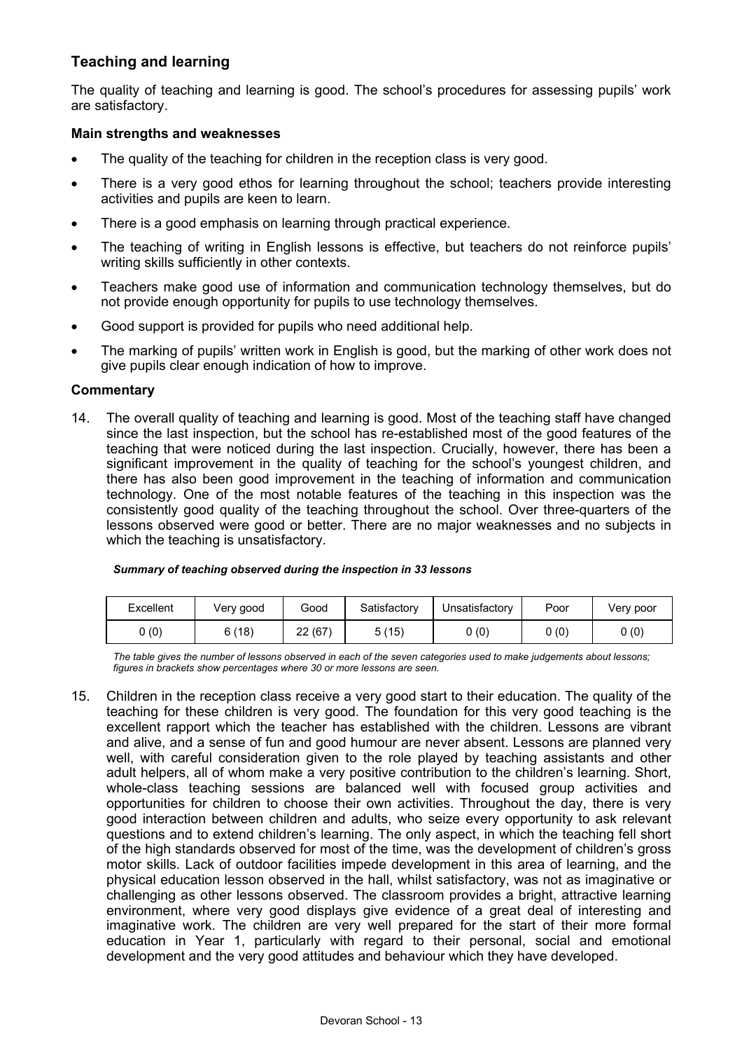## Teaching and learning

The quality of teaching and learning is good. The school's procedures for assessing pupils' work are satisfactory.

### Main strengths and weaknesses

- The quality of the teaching for children in the reception class is very good.
- There is a very good ethos for learning throughout the school; teachers provide interesting activities and pupils are keen to learn.
- There is a good emphasis on learning through practical experience.
- The teaching of writing in English lessons is effective, but teachers do not reinforce pupils' writing skills sufficiently in other contexts.
- Teachers make good use of information and communication technology themselves, but do not provide enough opportunity for pupils to use technology themselves.
- Good support is provided for pupils who need additional help.
- The marking of pupils' written work in English is good, but the marking of other work does not give pupils clear enough indication of how to improve.

### Commentary

14. The overall quality of teaching and learning is good. Most of the teaching staff have changed since the last inspection, but the school has re-established most of the good features of the teaching that were noticed during the last inspection. Crucially, however, there has been a significant improvement in the quality of teaching for the school's youngest children, and there has also been good improvement in the teaching of information and communication technology. One of the most notable features of the teaching in this inspection was the consistently good quality of the teaching throughout the school. Over three-quarters of the lessons observed were good or better. There are no major weaknesses and no subjects in which the teaching is unsatisfactory.

***Summary of teaching observed during the inspection in 33 lessons***

| Excellent | Very good | Good | Satisfactory | Unsatisfactory | Poor | Very poor |
|---|---|---|---|---|---|---|
| 0 (0) | 6 (18) | 22 (67) | 5 (15) | 0 (0) | 0 (0) | 0 (0) |

*The table gives the number of lessons observed in each of the seven categories used to make judgements about lessons; figures in brackets show percentages where 30 or more lessons are seen.*

15. Children in the reception class receive a very good start to their education. The quality of the teaching for these children is very good. The foundation for this very good teaching is the excellent rapport which the teacher has established with the children. Lessons are vibrant and alive, and a sense of fun and good humour are never absent. Lessons are planned very well, with careful consideration given to the role played by teaching assistants and other adult helpers, all of whom make a very positive contribution to the children's learning. Short, whole-class teaching sessions are balanced well with focused group activities and opportunities for children to choose their own activities. Throughout the day, there is very good interaction between children and adults, who seize every opportunity to ask relevant questions and to extend children's learning. The only aspect, in which the teaching fell short of the high standards observed for most of the time, was the development of children's gross motor skills. Lack of outdoor facilities impede development in this area of learning, and the physical education lesson observed in the hall, whilst satisfactory, was not as imaginative or challenging as other lessons observed. The classroom provides a bright, attractive learning environment, where very good displays give evidence of a great deal of interesting and imaginative work. The children are very well prepared for the start of their more formal education in Year 1, particularly with regard to their personal, social and emotional development and the very good attitudes and behaviour which they have developed.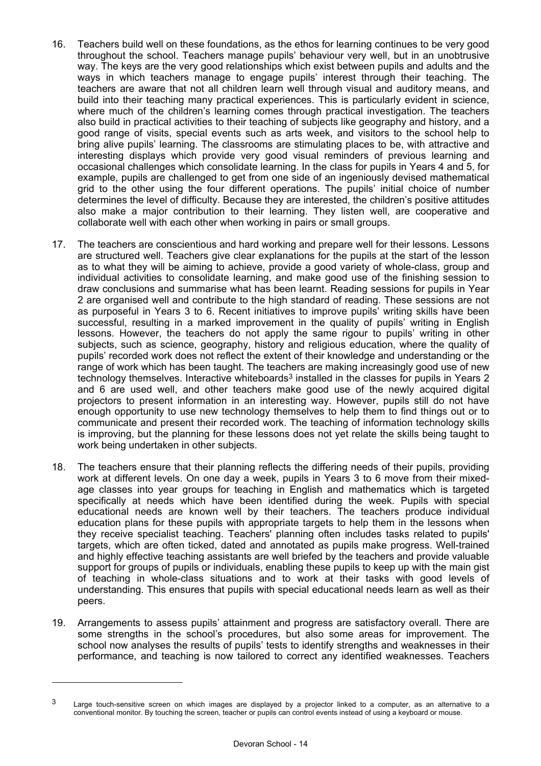16. Teachers build well on these foundations, as the ethos for learning continues to be very good throughout the school. Teachers manage pupils' behaviour very well, but in an unobtrusive way. The keys are the very good relationships which exist between pupils and adults and the ways in which teachers manage to engage pupils' interest through their teaching. The teachers are aware that not all children learn well through visual and auditory means, and build into their teaching many practical experiences. This is particularly evident in science, where much of the children's learning comes through practical investigation. The teachers also build in practical activities to their teaching of subjects like geography and history, and a good range of visits, special events such as arts week, and visitors to the school help to bring alive pupils' learning. The classrooms are stimulating places to be, with attractive and interesting displays which provide very good visual reminders of previous learning and occasional challenges which consolidate learning. In the class for pupils in Years 4 and 5, for example, pupils are challenged to get from one side of an ingeniously devised mathematical grid to the other using the four different operations. The pupils' initial choice of number determines the level of difficulty. Because they are interested, the children's positive attitudes also make a major contribution to their learning. They listen well, are cooperative and collaborate well with each other when working in pairs or small groups.

17. The teachers are conscientious and hard working and prepare well for their lessons. Lessons are structured well. Teachers give clear explanations for the pupils at the start of the lesson as to what they will be aiming to achieve, provide a good variety of whole-class, group and individual activities to consolidate learning, and make good use of the finishing session to draw conclusions and summarise what has been learnt. Reading sessions for pupils in Year 2 are organised well and contribute to the high standard of reading. These sessions are not as purposeful in Years 3 to 6. Recent initiatives to improve pupils' writing skills have been successful, resulting in a marked improvement in the quality of pupils' writing in English lessons. However, the teachers do not apply the same rigour to pupils' writing in other subjects, such as science, geography, history and religious education, where the quality of pupils' recorded work does not reflect the extent of their knowledge and understanding or the range of work which has been taught. The teachers are making increasingly good use of new technology themselves. Interactive whiteboards[3] installed in the classes for pupils in Years 2 and 6 are used well, and other teachers make good use of the newly acquired digital projectors to present information in an interesting way. However, pupils still do not have enough opportunity to use new technology themselves to help them to find things out or to communicate and present their recorded work. The teaching of information technology skills is improving, but the planning for these lessons does not yet relate the skills being taught to work being undertaken in other subjects.

18. The teachers ensure that their planning reflects the differing needs of their pupils, providing work at different levels. On one day a week, pupils in Years 3 to 6 move from their mixed-age classes into year groups for teaching in English and mathematics which is targeted specifically at needs which have been identified during the week. Pupils with special educational needs are known well by their teachers. The teachers produce individual education plans for these pupils with appropriate targets to help them in the lessons when they receive specialist teaching. Teachers' planning often includes tasks related to pupils' targets, which are often ticked, dated and annotated as pupils make progress. Well-trained and highly effective teaching assistants are well briefed by the teachers and provide valuable support for groups of pupils or individuals, enabling these pupils to keep up with the main gist of teaching in whole-class situations and to work at their tasks with good levels of understanding. This ensures that pupils with special educational needs learn as well as their peers.

19. Arrangements to assess pupils' attainment and progress are satisfactory overall. There are some strengths in the school's procedures, but also some areas for improvement. The school now analyses the results of pupils' tests to identify strengths and weaknesses in their performance, and teaching is now tailored to correct any identified weaknesses. Teachers

---

[3] Large touch-sensitive screen on which images are displayed by a projector linked to a computer, as an alternative to a conventional monitor. By touching the screen, teacher or pupils can control events instead of using a keyboard or mouse.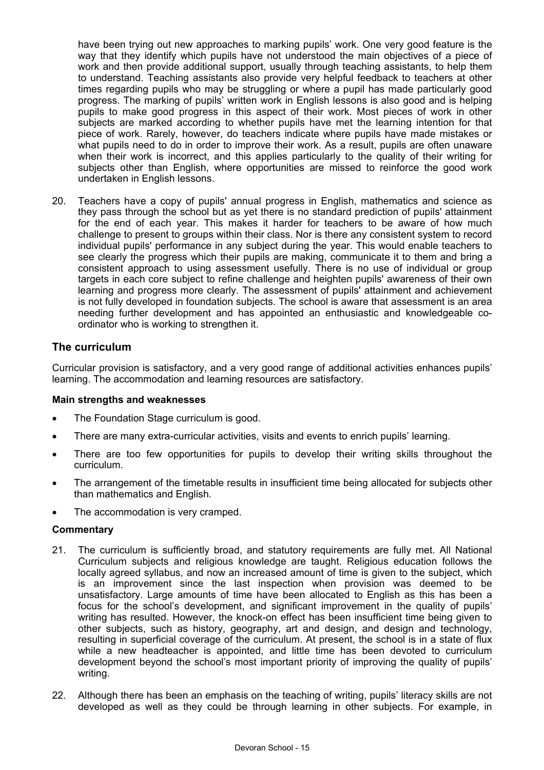have been trying out new approaches to marking pupils' work. One very good feature is the way that they identify which pupils have not understood the main objectives of a piece of work and then provide additional support, usually through teaching assistants, to help them to understand. Teaching assistants also provide very helpful feedback to teachers at other times regarding pupils who may be struggling or where a pupil has made particularly good progress. The marking of pupils' written work in English lessons is also good and is helping pupils to make good progress in this aspect of their work. Most pieces of work in other subjects are marked according to whether pupils have met the learning intention for that piece of work. Rarely, however, do teachers indicate where pupils have made mistakes or what pupils need to do in order to improve their work. As a result, pupils are often unaware when their work is incorrect, and this applies particularly to the quality of their writing for subjects other than English, where opportunities are missed to reinforce the good work undertaken in English lessons.

20. Teachers have a copy of pupils' annual progress in English, mathematics and science as they pass through the school but as yet there is no standard prediction of pupils' attainment for the end of each year. This makes it harder for teachers to be aware of how much challenge to present to groups within their class. Nor is there any consistent system to record individual pupils' performance in any subject during the year. This would enable teachers to see clearly the progress which their pupils are making, communicate it to them and bring a consistent approach to using assessment usefully. There is no use of individual or group targets in each core subject to refine challenge and heighten pupils' awareness of their own learning and progress more clearly. The assessment of pupils' attainment and achievement is not fully developed in foundation subjects. The school is aware that assessment is an area needing further development and has appointed an enthusiastic and knowledgeable co-ordinator who is working to strengthen it.

## The curriculum

Curricular provision is satisfactory, and a very good range of additional activities enhances pupils' learning. The accommodation and learning resources are satisfactory.

### Main strengths and weaknesses

- The Foundation Stage curriculum is good.
- There are many extra-curricular activities, visits and events to enrich pupils' learning.
- There are too few opportunities for pupils to develop their writing skills throughout the curriculum.
- The arrangement of the timetable results in insufficient time being allocated for subjects other than mathematics and English.
- The accommodation is very cramped.

### Commentary

21. The curriculum is sufficiently broad, and statutory requirements are fully met. All National Curriculum subjects and religious knowledge are taught. Religious education follows the locally agreed syllabus, and now an increased amount of time is given to the subject, which is an improvement since the last inspection when provision was deemed to be unsatisfactory. Large amounts of time have been allocated to English as this has been a focus for the school's development, and significant improvement in the quality of pupils' writing has resulted. However, the knock-on effect has been insufficient time being given to other subjects, such as history, geography, art and design, and design and technology, resulting in superficial coverage of the curriculum. At present, the school is in a state of flux while a new headteacher is appointed, and little time has been devoted to curriculum development beyond the school's most important priority of improving the quality of pupils' writing.

22. Although there has been an emphasis on the teaching of writing, pupils' literacy skills are not developed as well as they could be through learning in other subjects. For example, in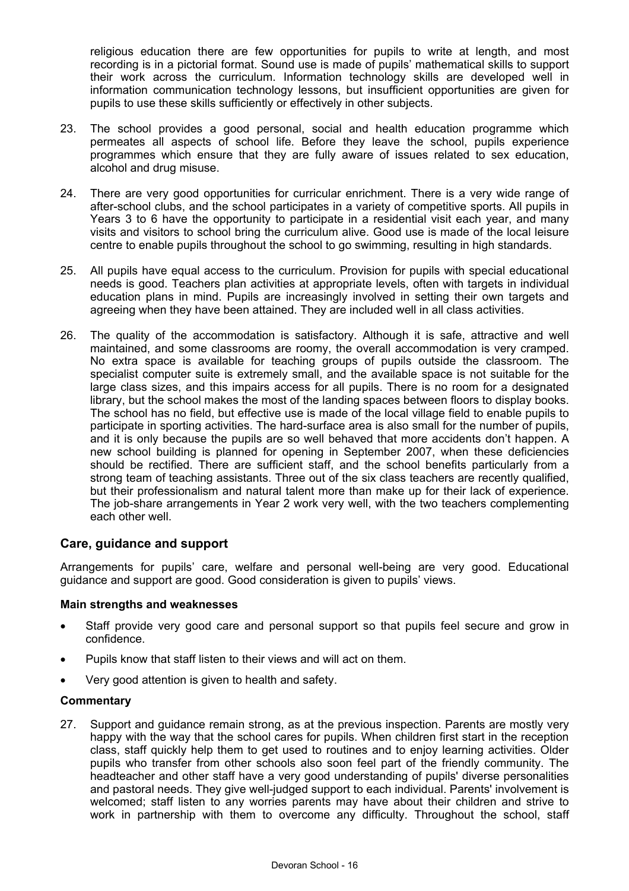religious education there are few opportunities for pupils to write at length, and most recording is in a pictorial format. Sound use is made of pupils' mathematical skills to support their work across the curriculum. Information technology skills are developed well in information communication technology lessons, but insufficient opportunities are given for pupils to use these skills sufficiently or effectively in other subjects.

23. The school provides a good personal, social and health education programme which permeates all aspects of school life. Before they leave the school, pupils experience programmes which ensure that they are fully aware of issues related to sex education, alcohol and drug misuse.

24. There are very good opportunities for curricular enrichment. There is a very wide range of after-school clubs, and the school participates in a variety of competitive sports. All pupils in Years 3 to 6 have the opportunity to participate in a residential visit each year, and many visits and visitors to school bring the curriculum alive. Good use is made of the local leisure centre to enable pupils throughout the school to go swimming, resulting in high standards.

25. All pupils have equal access to the curriculum. Provision for pupils with special educational needs is good. Teachers plan activities at appropriate levels, often with targets in individual education plans in mind. Pupils are increasingly involved in setting their own targets and agreeing when they have been attained. They are included well in all class activities.

26. The quality of the accommodation is satisfactory. Although it is safe, attractive and well maintained, and some classrooms are roomy, the overall accommodation is very cramped. No extra space is available for teaching groups of pupils outside the classroom. The specialist computer suite is extremely small, and the available space is not suitable for the large class sizes, and this impairs access for all pupils. There is no room for a designated library, but the school makes the most of the landing spaces between floors to display books. The school has no field, but effective use is made of the local village field to enable pupils to participate in sporting activities. The hard-surface area is also small for the number of pupils, and it is only because the pupils are so well behaved that more accidents don't happen. A new school building is planned for opening in September 2007, when these deficiencies should be rectified. There are sufficient staff, and the school benefits particularly from a strong team of teaching assistants. Three out of the six class teachers are recently qualified, but their professionalism and natural talent more than make up for their lack of experience. The job-share arrangements in Year 2 work very well, with the two teachers complementing each other well.

## Care, guidance and support

Arrangements for pupils' care, welfare and personal well-being are very good. Educational guidance and support are good. Good consideration is given to pupils' views.

**Main strengths and weaknesses**

- Staff provide very good care and personal support so that pupils feel secure and grow in confidence.
- Pupils know that staff listen to their views and will act on them.
- Very good attention is given to health and safety.

**Commentary**

27. Support and guidance remain strong, as at the previous inspection. Parents are mostly very happy with the way that the school cares for pupils. When children first start in the reception class, staff quickly help them to get used to routines and to enjoy learning activities. Older pupils who transfer from other schools also soon feel part of the friendly community. The headteacher and other staff have a very good understanding of pupils' diverse personalities and pastoral needs. They give well-judged support to each individual. Parents' involvement is welcomed; staff listen to any worries parents may have about their children and strive to work in partnership with them to overcome any difficulty. Throughout the school, staff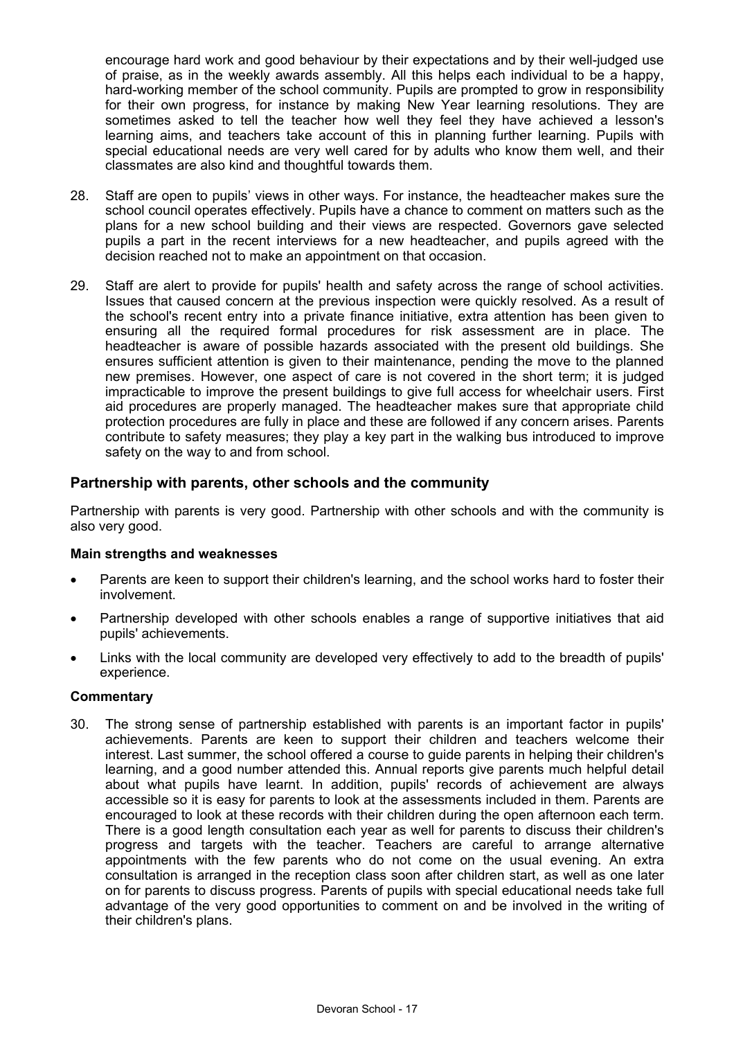encourage hard work and good behaviour by their expectations and by their well-judged use of praise, as in the weekly awards assembly. All this helps each individual to be a happy, hard-working member of the school community. Pupils are prompted to grow in responsibility for their own progress, for instance by making New Year learning resolutions. They are sometimes asked to tell the teacher how well they feel they have achieved a lesson's learning aims, and teachers take account of this in planning further learning. Pupils with special educational needs are very well cared for by adults who know them well, and their classmates are also kind and thoughtful towards them.

28. Staff are open to pupils' views in other ways. For instance, the headteacher makes sure the school council operates effectively. Pupils have a chance to comment on matters such as the plans for a new school building and their views are respected. Governors gave selected pupils a part in the recent interviews for a new headteacher, and pupils agreed with the decision reached not to make an appointment on that occasion.

29. Staff are alert to provide for pupils' health and safety across the range of school activities. Issues that caused concern at the previous inspection were quickly resolved. As a result of the school's recent entry into a private finance initiative, extra attention has been given to ensuring all the required formal procedures for risk assessment are in place. The headteacher is aware of possible hazards associated with the present old buildings. She ensures sufficient attention is given to their maintenance, pending the move to the planned new premises. However, one aspect of care is not covered in the short term; it is judged impracticable to improve the present buildings to give full access for wheelchair users. First aid procedures are properly managed. The headteacher makes sure that appropriate child protection procedures are fully in place and these are followed if any concern arises. Parents contribute to safety measures; they play a key part in the walking bus introduced to improve safety on the way to and from school.

## Partnership with parents, other schools and the community

Partnership with parents is very good. Partnership with other schools and with the community is also very good.

### Main strengths and weaknesses

- Parents are keen to support their children's learning, and the school works hard to foster their involvement.
- Partnership developed with other schools enables a range of supportive initiatives that aid pupils' achievements.
- Links with the local community are developed very effectively to add to the breadth of pupils' experience.

### Commentary

30. The strong sense of partnership established with parents is an important factor in pupils' achievements. Parents are keen to support their children and teachers welcome their interest. Last summer, the school offered a course to guide parents in helping their children's learning, and a good number attended this. Annual reports give parents much helpful detail about what pupils have learnt. In addition, pupils' records of achievement are always accessible so it is easy for parents to look at the assessments included in them. Parents are encouraged to look at these records with their children during the open afternoon each term. There is a good length consultation each year as well for parents to discuss their children's progress and targets with the teacher. Teachers are careful to arrange alternative appointments with the few parents who do not come on the usual evening. An extra consultation is arranged in the reception class soon after children start, as well as one later on for parents to discuss progress. Parents of pupils with special educational needs take full advantage of the very good opportunities to comment on and be involved in the writing of their children's plans.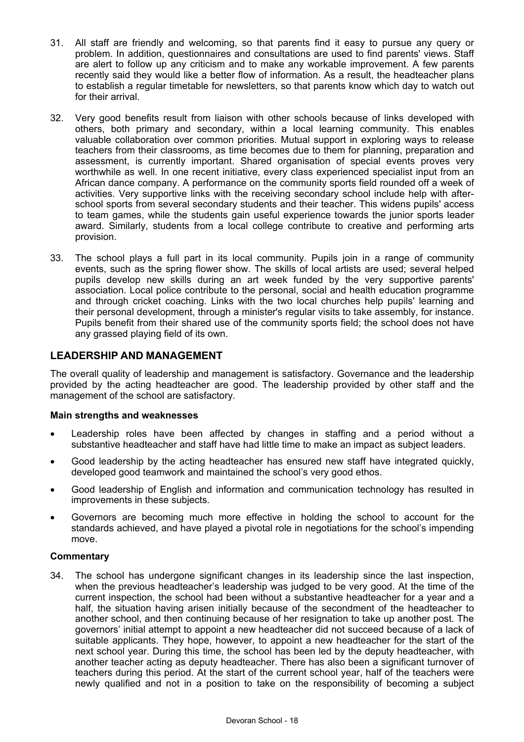31. All staff are friendly and welcoming, so that parents find it easy to pursue any query or problem. In addition, questionnaires and consultations are used to find parents' views. Staff are alert to follow up any criticism and to make any workable improvement. A few parents recently said they would like a better flow of information. As a result, the headteacher plans to establish a regular timetable for newsletters, so that parents know which day to watch out for their arrival.

32. Very good benefits result from liaison with other schools because of links developed with others, both primary and secondary, within a local learning community. This enables valuable collaboration over common priorities. Mutual support in exploring ways to release teachers from their classrooms, as time becomes due to them for planning, preparation and assessment, is currently important. Shared organisation of special events proves very worthwhile as well. In one recent initiative, every class experienced specialist input from an African dance company. A performance on the community sports field rounded off a week of activities. Very supportive links with the receiving secondary school include help with after-school sports from several secondary students and their teacher. This widens pupils' access to team games, while the students gain useful experience towards the junior sports leader award. Similarly, students from a local college contribute to creative and performing arts provision.

33. The school plays a full part in its local community. Pupils join in a range of community events, such as the spring flower show. The skills of local artists are used; several helped pupils develop new skills during an art week funded by the very supportive parents' association. Local police contribute to the personal, social and health education programme and through cricket coaching. Links with the two local churches help pupils' learning and their personal development, through a minister's regular visits to take assembly, for instance. Pupils benefit from their shared use of the community sports field; the school does not have any grassed playing field of its own.

## LEADERSHIP AND MANAGEMENT

The overall quality of leadership and management is satisfactory. Governance and the leadership provided by the acting headteacher are good. The leadership provided by other staff and the management of the school are satisfactory.

### Main strengths and weaknesses

- Leadership roles have been affected by changes in staffing and a period without a substantive headteacher and staff have had little time to make an impact as subject leaders.
- Good leadership by the acting headteacher has ensured new staff have integrated quickly, developed good teamwork and maintained the school's very good ethos.
- Good leadership of English and information and communication technology has resulted in improvements in these subjects.
- Governors are becoming much more effective in holding the school to account for the standards achieved, and have played a pivotal role in negotiations for the school's impending move.

### Commentary

34. The school has undergone significant changes in its leadership since the last inspection, when the previous headteacher's leadership was judged to be very good. At the time of the current inspection, the school had been without a substantive headteacher for a year and a half, the situation having arisen initially because of the secondment of the headteacher to another school, and then continuing because of her resignation to take up another post. The governors' initial attempt to appoint a new headteacher did not succeed because of a lack of suitable applicants. They hope, however, to appoint a new headteacher for the start of the next school year. During this time, the school has been led by the deputy headteacher, with another teacher acting as deputy headteacher. There has also been a significant turnover of teachers during this period. At the start of the current school year, half of the teachers were newly qualified and not in a position to take on the responsibility of becoming a subject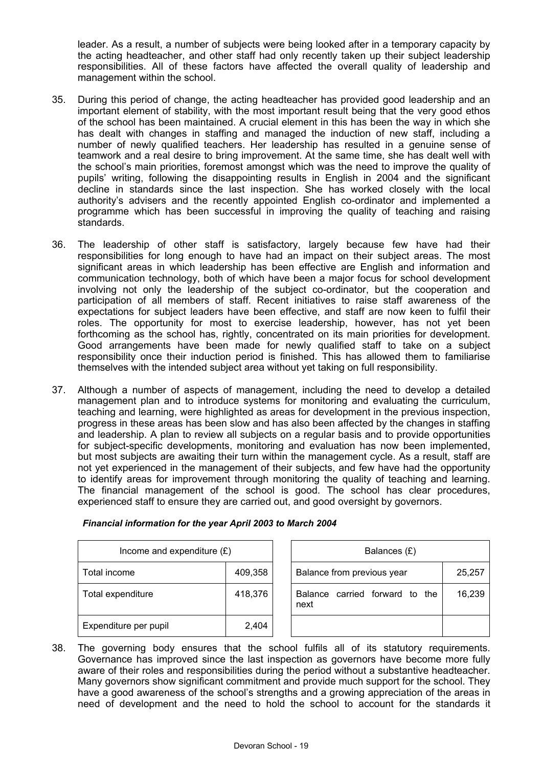leader. As a result, a number of subjects were being looked after in a temporary capacity by the acting headteacher, and other staff had only recently taken up their subject leadership responsibilities. All of these factors have affected the overall quality of leadership and management within the school.

35. During this period of change, the acting headteacher has provided good leadership and an important element of stability, with the most important result being that the very good ethos of the school has been maintained. A crucial element in this has been the way in which she has dealt with changes in staffing and managed the induction of new staff, including a number of newly qualified teachers. Her leadership has resulted in a genuine sense of teamwork and a real desire to bring improvement. At the same time, she has dealt well with the school's main priorities, foremost amongst which was the need to improve the quality of pupils' writing, following the disappointing results in English in 2004 and the significant decline in standards since the last inspection. She has worked closely with the local authority's advisers and the recently appointed English co-ordinator and implemented a programme which has been successful in improving the quality of teaching and raising standards.

36. The leadership of other staff is satisfactory, largely because few have had their responsibilities for long enough to have had an impact on their subject areas. The most significant areas in which leadership has been effective are English and information and communication technology, both of which have been a major focus for school development involving not only the leadership of the subject co-ordinator, but the cooperation and participation of all members of staff. Recent initiatives to raise staff awareness of the expectations for subject leaders have been effective, and staff are now keen to fulfil their roles. The opportunity for most to exercise leadership, however, has not yet been forthcoming as the school has, rightly, concentrated on its main priorities for development. Good arrangements have been made for newly qualified staff to take on a subject responsibility once their induction period is finished. This has allowed them to familiarise themselves with the intended subject area without yet taking on full responsibility.

37. Although a number of aspects of management, including the need to develop a detailed management plan and to introduce systems for monitoring and evaluating the curriculum, teaching and learning, were highlighted as areas for development in the previous inspection, progress in these areas has been slow and has also been affected by the changes in staffing and leadership. A plan to review all subjects on a regular basis and to provide opportunities for subject-specific developments, monitoring and evaluation has now been implemented, but most subjects are awaiting their turn within the management cycle. As a result, staff are not yet experienced in the management of their subjects, and few have had the opportunity to identify areas for improvement through monitoring the quality of teaching and learning. The financial management of the school is good. The school has clear procedures, experienced staff to ensure they are carried out, and good oversight by governors.

***Financial information for the year April 2003 to March 2004***

| Income and expenditure (£) | |
|---|---|
| Total income | 409,358 |
| Total expenditure | 418,376 |
| Expenditure per pupil | 2,404 |

| Balances (£) | |
|---|---|
| Balance from previous year | 25,257 |
| Balance carried forward to the next | 16,239 |

38. The governing body ensures that the school fulfils all of its statutory requirements. Governance has improved since the last inspection as governors have become more fully aware of their roles and responsibilities during the period without a substantive headteacher. Many governors show significant commitment and provide much support for the school. They have a good awareness of the school's strengths and a growing appreciation of the areas in need of development and the need to hold the school to account for the standards it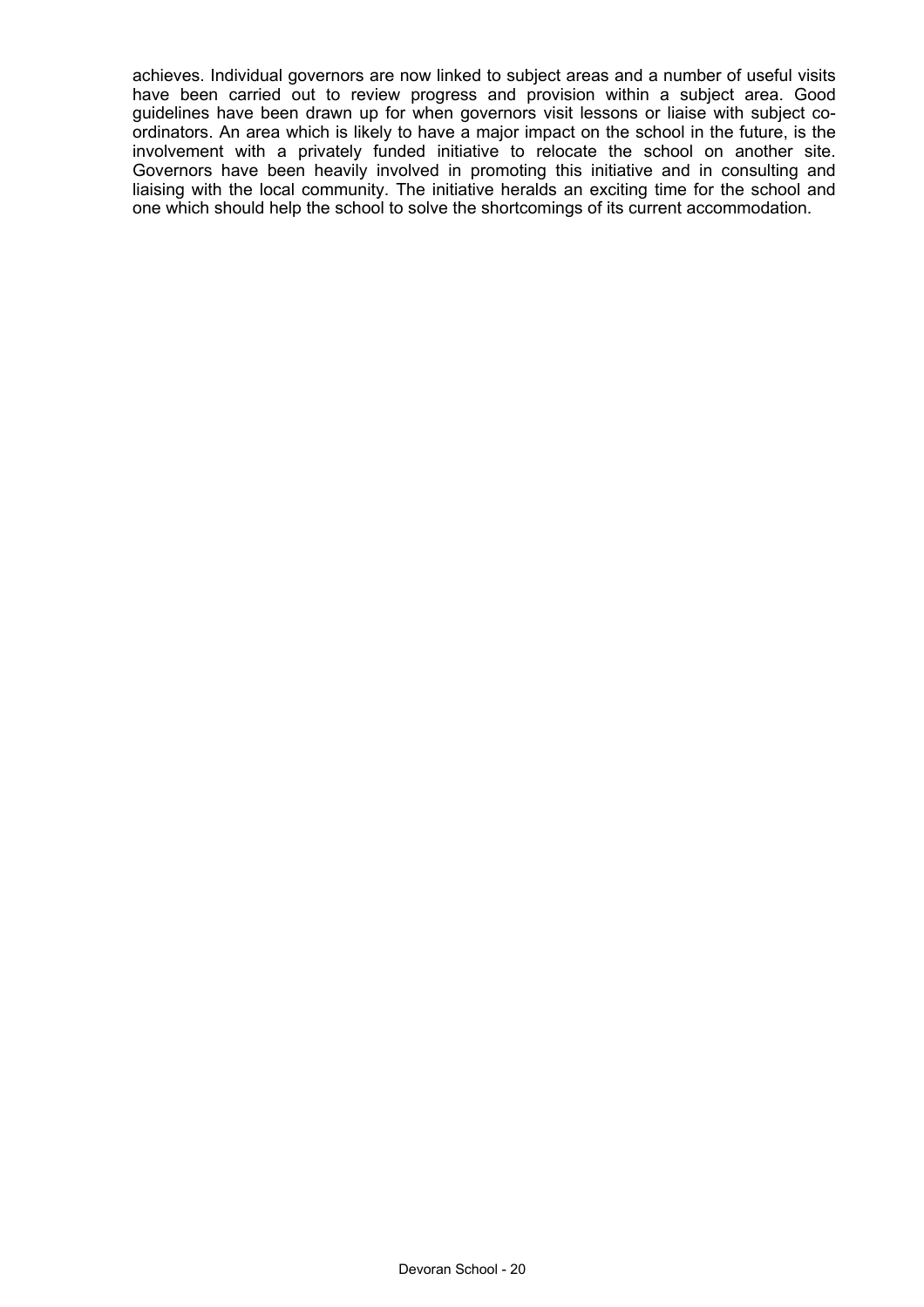achieves. Individual governors are now linked to subject areas and a number of useful visits have been carried out to review progress and provision within a subject area. Good guidelines have been drawn up for when governors visit lessons or liaise with subject co-ordinators. An area which is likely to have a major impact on the school in the future, is the involvement with a privately funded initiative to relocate the school on another site. Governors have been heavily involved in promoting this initiative and in consulting and liaising with the local community. The initiative heralds an exciting time for the school and one which should help the school to solve the shortcomings of its current accommodation.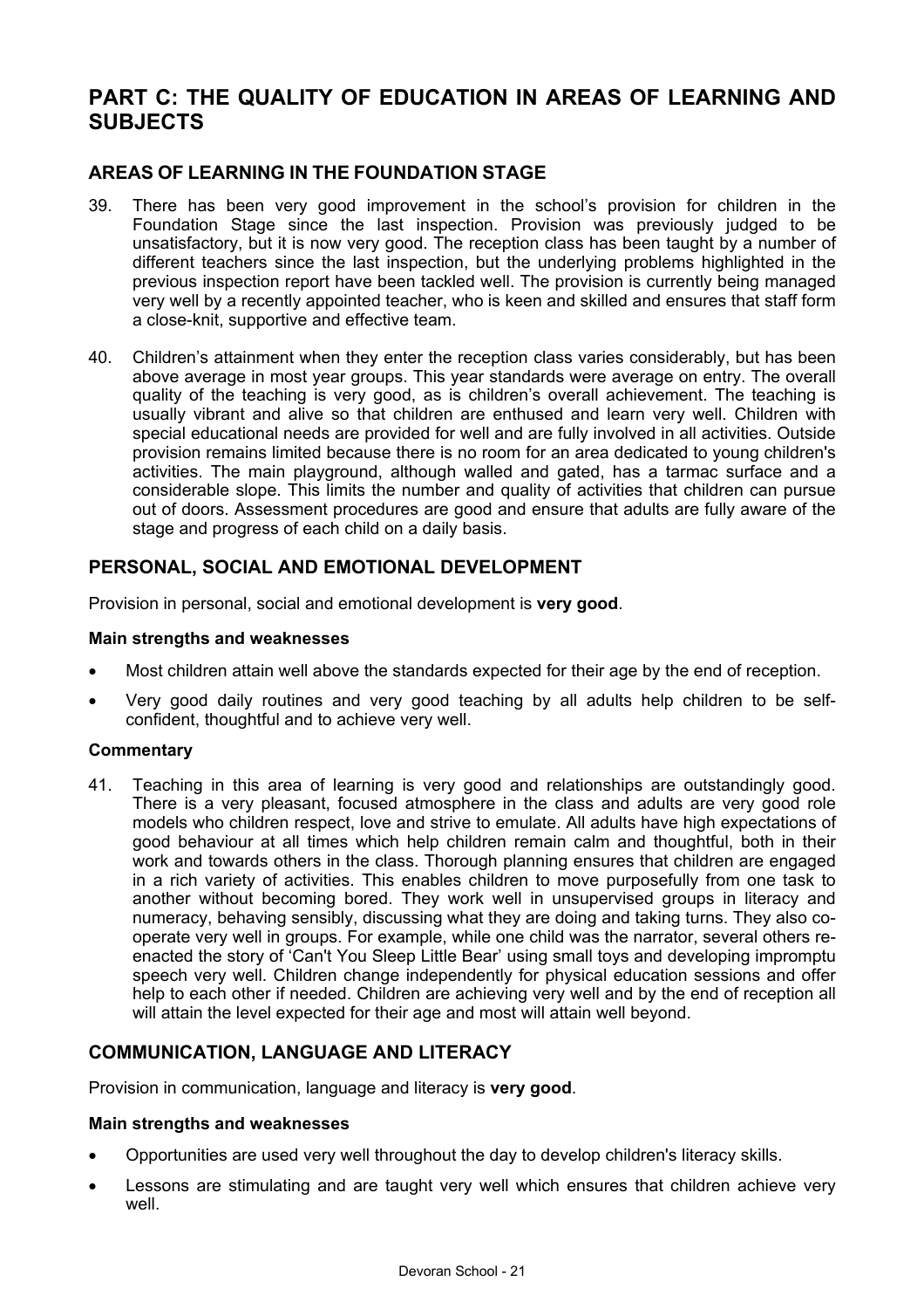# PART C: THE QUALITY OF EDUCATION IN AREAS OF LEARNING AND SUBJECTS

## AREAS OF LEARNING IN THE FOUNDATION STAGE

39. There has been very good improvement in the school's provision for children in the Foundation Stage since the last inspection. Provision was previously judged to be unsatisfactory, but it is now very good. The reception class has been taught by a number of different teachers since the last inspection, but the underlying problems highlighted in the previous inspection report have been tackled well. The provision is currently being managed very well by a recently appointed teacher, who is keen and skilled and ensures that staff form a close-knit, supportive and effective team.

40. Children's attainment when they enter the reception class varies considerably, but has been above average in most year groups. This year standards were average on entry. The overall quality of the teaching is very good, as is children's overall achievement. The teaching is usually vibrant and alive so that children are enthused and learn very well. Children with special educational needs are provided for well and are fully involved in all activities. Outside provision remains limited because there is no room for an area dedicated to young children's activities. The main playground, although walled and gated, has a tarmac surface and a considerable slope. This limits the number and quality of activities that children can pursue out of doors. Assessment procedures are good and ensure that adults are fully aware of the stage and progress of each child on a daily basis.

## PERSONAL, SOCIAL AND EMOTIONAL DEVELOPMENT

Provision in personal, social and emotional development is **very good**.

**Main strengths and weaknesses**

- Most children attain well above the standards expected for their age by the end of reception.
- Very good daily routines and very good teaching by all adults help children to be self-confident, thoughtful and to achieve very well.

**Commentary**

41. Teaching in this area of learning is very good and relationships are outstandingly good. There is a very pleasant, focused atmosphere in the class and adults are very good role models who children respect, love and strive to emulate. All adults have high expectations of good behaviour at all times which help children remain calm and thoughtful, both in their work and towards others in the class. Thorough planning ensures that children are engaged in a rich variety of activities. This enables children to move purposefully from one task to another without becoming bored. They work well in unsupervised groups in literacy and numeracy, behaving sensibly, discussing what they are doing and taking turns. They also co-operate very well in groups. For example, while one child was the narrator, several others re-enacted the story of 'Can't You Sleep Little Bear' using small toys and developing impromptu speech very well. Children change independently for physical education sessions and offer help to each other if needed. Children are achieving very well and by the end of reception all will attain the level expected for their age and most will attain well beyond.

## COMMUNICATION, LANGUAGE AND LITERACY

Provision in communication, language and literacy is **very good**.

**Main strengths and weaknesses**

- Opportunities are used very well throughout the day to develop children's literacy skills.
- Lessons are stimulating and are taught very well which ensures that children achieve very well.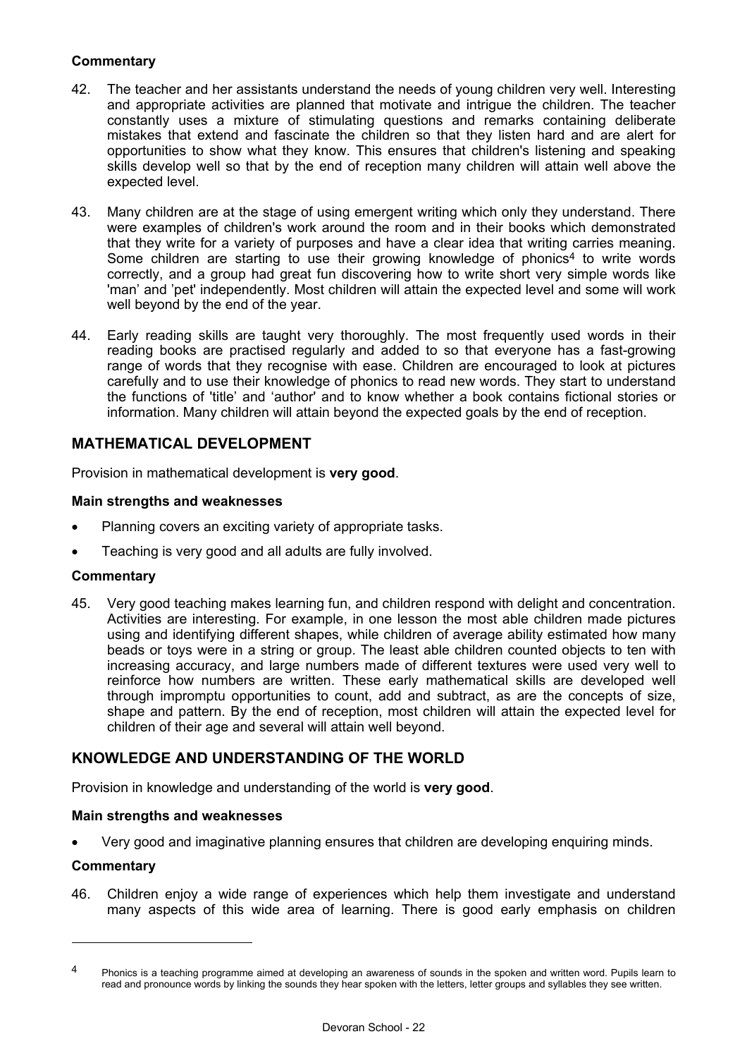### Commentary

42. The teacher and her assistants understand the needs of young children very well. Interesting and appropriate activities are planned that motivate and intrigue the children. The teacher constantly uses a mixture of stimulating questions and remarks containing deliberate mistakes that extend and fascinate the children so that they listen hard and are alert for opportunities to show what they know. This ensures that children's listening and speaking skills develop well so that by the end of reception many children will attain well above the expected level.

43. Many children are at the stage of using emergent writing which only they understand. There were examples of children's work around the room and in their books which demonstrated that they write for a variety of purposes and have a clear idea that writing carries meaning. Some children are starting to use their growing knowledge of phonics[4] to write words correctly, and a group had great fun discovering how to write short very simple words like 'man' and 'pet' independently. Most children will attain the expected level and some will work well beyond by the end of the year.

44. Early reading skills are taught very thoroughly. The most frequently used words in their reading books are practised regularly and added to so that everyone has a fast-growing range of words that they recognise with ease. Children are encouraged to look at pictures carefully and to use their knowledge of phonics to read new words. They start to understand the functions of 'title' and 'author' and to know whether a book contains fictional stories or information. Many children will attain beyond the expected goals by the end of reception.

## MATHEMATICAL DEVELOPMENT

Provision in mathematical development is **very good**.

### Main strengths and weaknesses

- Planning covers an exciting variety of appropriate tasks.
- Teaching is very good and all adults are fully involved.

### Commentary

45. Very good teaching makes learning fun, and children respond with delight and concentration. Activities are interesting. For example, in one lesson the most able children made pictures using and identifying different shapes, while children of average ability estimated how many beads or toys were in a string or group. The least able children counted objects to ten with increasing accuracy, and large numbers made of different textures were used very well to reinforce how numbers are written. These early mathematical skills are developed well through impromptu opportunities to count, add and subtract, as are the concepts of size, shape and pattern. By the end of reception, most children will attain the expected level for children of their age and several will attain well beyond.

## KNOWLEDGE AND UNDERSTANDING OF THE WORLD

Provision in knowledge and understanding of the world is **very good**.

### Main strengths and weaknesses

- Very good and imaginative planning ensures that children are developing enquiring minds.

### Commentary

46. Children enjoy a wide range of experiences which help them investigate and understand many aspects of this wide area of learning. There is good early emphasis on children

---

[4] Phonics is a teaching programme aimed at developing an awareness of sounds in the spoken and written word. Pupils learn to read and pronounce words by linking the sounds they hear spoken with the letters, letter groups and syllables they see written.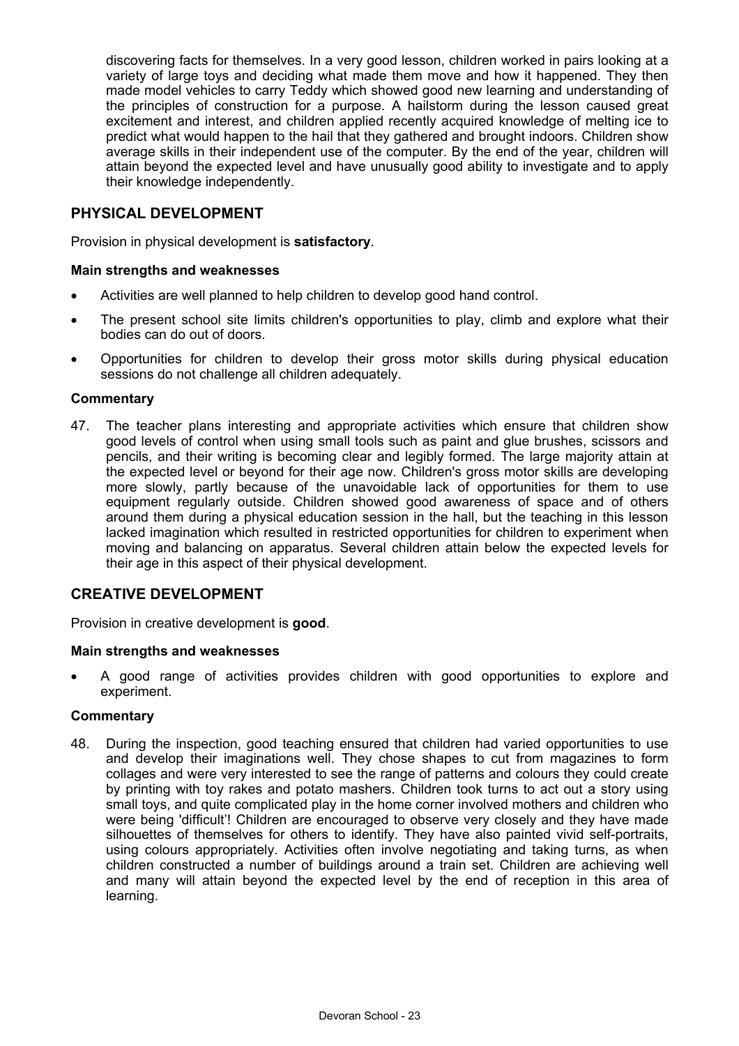discovering facts for themselves. In a very good lesson, children worked in pairs looking at a variety of large toys and deciding what made them move and how it happened. They then made model vehicles to carry Teddy which showed good new learning and understanding of the principles of construction for a purpose. A hailstorm during the lesson caused great excitement and interest, and children applied recently acquired knowledge of melting ice to predict what would happen to the hail that they gathered and brought indoors. Children show average skills in their independent use of the computer. By the end of the year, children will attain beyond the expected level and have unusually good ability to investigate and to apply their knowledge independently.

## PHYSICAL DEVELOPMENT

Provision in physical development is **satisfactory**.

### Main strengths and weaknesses

- Activities are well planned to help children to develop good hand control.
- The present school site limits children's opportunities to play, climb and explore what their bodies can do out of doors.
- Opportunities for children to develop their gross motor skills during physical education sessions do not challenge all children adequately.

### Commentary

47. The teacher plans interesting and appropriate activities which ensure that children show good levels of control when using small tools such as paint and glue brushes, scissors and pencils, and their writing is becoming clear and legibly formed. The large majority attain at the expected level or beyond for their age now. Children's gross motor skills are developing more slowly, partly because of the unavoidable lack of opportunities for them to use equipment regularly outside. Children showed good awareness of space and of others around them during a physical education session in the hall, but the teaching in this lesson lacked imagination which resulted in restricted opportunities for children to experiment when moving and balancing on apparatus. Several children attain below the expected levels for their age in this aspect of their physical development.

## CREATIVE DEVELOPMENT

Provision in creative development is **good**.

### Main strengths and weaknesses

- A good range of activities provides children with good opportunities to explore and experiment.

### Commentary

48. During the inspection, good teaching ensured that children had varied opportunities to use and develop their imaginations well. They chose shapes to cut from magazines to form collages and were very interested to see the range of patterns and colours they could create by printing with toy rakes and potato mashers. Children took turns to act out a story using small toys, and quite complicated play in the home corner involved mothers and children who were being 'difficult'! Children are encouraged to observe very closely and they have made silhouettes of themselves for others to identify. They have also painted vivid self-portraits, using colours appropriately. Activities often involve negotiating and taking turns, as when children constructed a number of buildings around a train set. Children are achieving well and many will attain beyond the expected level by the end of reception in this area of learning.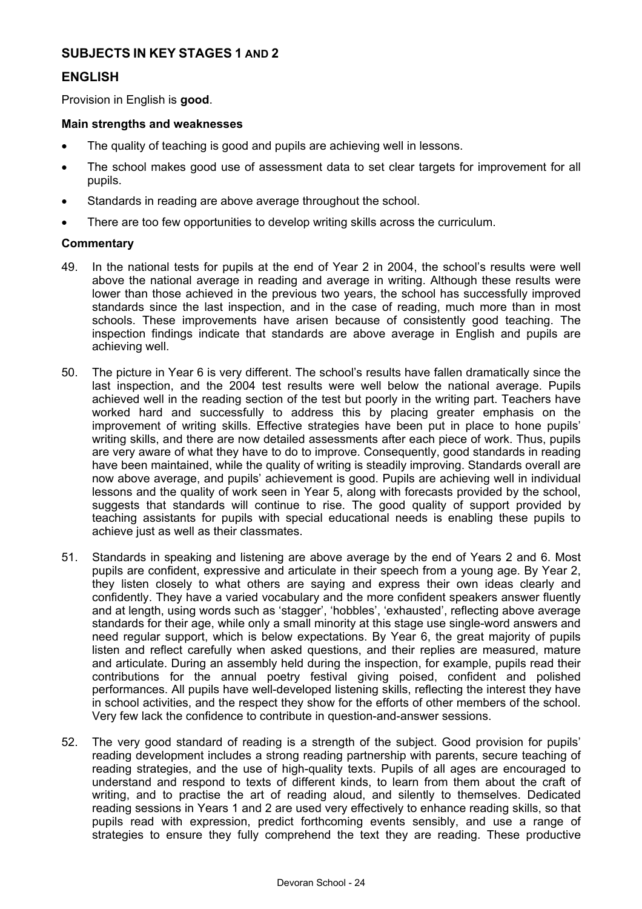## SUBJECTS IN KEY STAGES 1 AND 2

## ENGLISH

Provision in English is **good**.

**Main strengths and weaknesses**

- The quality of teaching is good and pupils are achieving well in lessons.
- The school makes good use of assessment data to set clear targets for improvement for all pupils.
- Standards in reading are above average throughout the school.
- There are too few opportunities to develop writing skills across the curriculum.

**Commentary**

49. In the national tests for pupils at the end of Year 2 in 2004, the school's results were well above the national average in reading and average in writing. Although these results were lower than those achieved in the previous two years, the school has successfully improved standards since the last inspection, and in the case of reading, much more than in most schools. These improvements have arisen because of consistently good teaching. The inspection findings indicate that standards are above average in English and pupils are achieving well.

50. The picture in Year 6 is very different. The school's results have fallen dramatically since the last inspection, and the 2004 test results were well below the national average. Pupils achieved well in the reading section of the test but poorly in the writing part. Teachers have worked hard and successfully to address this by placing greater emphasis on the improvement of writing skills. Effective strategies have been put in place to hone pupils' writing skills, and there are now detailed assessments after each piece of work. Thus, pupils are very aware of what they have to do to improve. Consequently, good standards in reading have been maintained, while the quality of writing is steadily improving. Standards overall are now above average, and pupils' achievement is good. Pupils are achieving well in individual lessons and the quality of work seen in Year 5, along with forecasts provided by the school, suggests that standards will continue to rise. The good quality of support provided by teaching assistants for pupils with special educational needs is enabling these pupils to achieve just as well as their classmates.

51. Standards in speaking and listening are above average by the end of Years 2 and 6. Most pupils are confident, expressive and articulate in their speech from a young age. By Year 2, they listen closely to what others are saying and express their own ideas clearly and confidently. They have a varied vocabulary and the more confident speakers answer fluently and at length, using words such as 'stagger', 'hobbles', 'exhausted', reflecting above average standards for their age, while only a small minority at this stage use single-word answers and need regular support, which is below expectations. By Year 6, the great majority of pupils listen and reflect carefully when asked questions, and their replies are measured, mature and articulate. During an assembly held during the inspection, for example, pupils read their contributions for the annual poetry festival giving poised, confident and polished performances. All pupils have well-developed listening skills, reflecting the interest they have in school activities, and the respect they show for the efforts of other members of the school. Very few lack the confidence to contribute in question-and-answer sessions.

52. The very good standard of reading is a strength of the subject. Good provision for pupils' reading development includes a strong reading partnership with parents, secure teaching of reading strategies, and the use of high-quality texts. Pupils of all ages are encouraged to understand and respond to texts of different kinds, to learn from them about the craft of writing, and to practise the art of reading aloud, and silently to themselves. Dedicated reading sessions in Years 1 and 2 are used very effectively to enhance reading skills, so that pupils read with expression, predict forthcoming events sensibly, and use a range of strategies to ensure they fully comprehend the text they are reading. These productive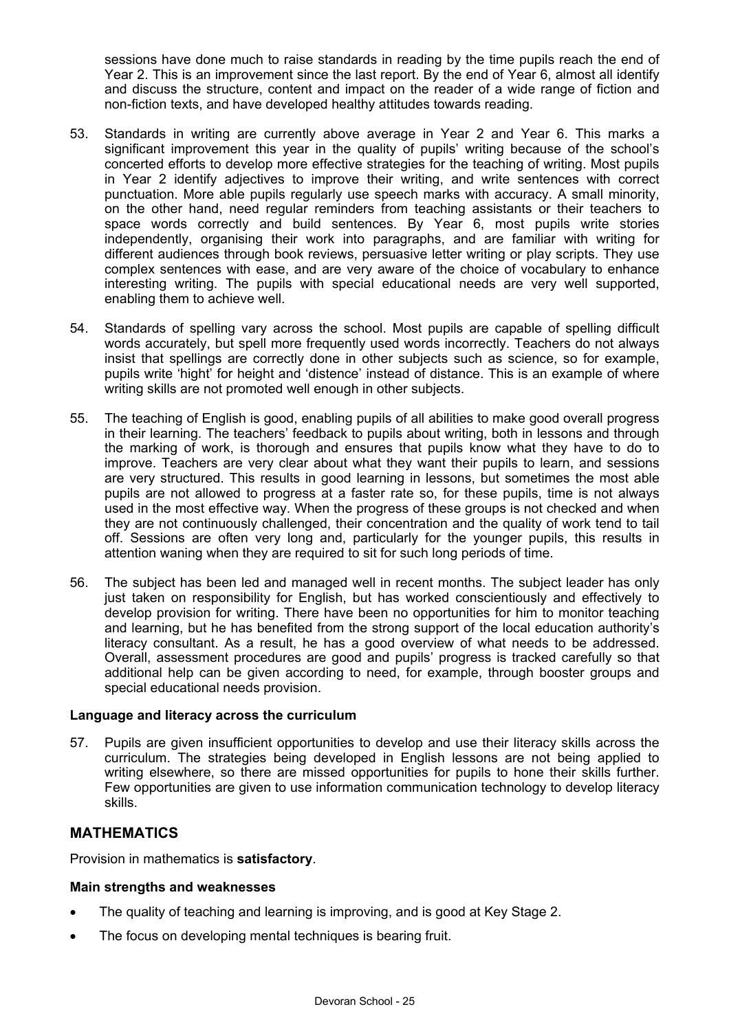sessions have done much to raise standards in reading by the time pupils reach the end of Year 2. This is an improvement since the last report. By the end of Year 6, almost all identify and discuss the structure, content and impact on the reader of a wide range of fiction and non-fiction texts, and have developed healthy attitudes towards reading.

53. Standards in writing are currently above average in Year 2 and Year 6. This marks a significant improvement this year in the quality of pupils' writing because of the school's concerted efforts to develop more effective strategies for the teaching of writing. Most pupils in Year 2 identify adjectives to improve their writing, and write sentences with correct punctuation. More able pupils regularly use speech marks with accuracy. A small minority, on the other hand, need regular reminders from teaching assistants or their teachers to space words correctly and build sentences. By Year 6, most pupils write stories independently, organising their work into paragraphs, and are familiar with writing for different audiences through book reviews, persuasive letter writing or play scripts. They use complex sentences with ease, and are very aware of the choice of vocabulary to enhance interesting writing. The pupils with special educational needs are very well supported, enabling them to achieve well.

54. Standards of spelling vary across the school. Most pupils are capable of spelling difficult words accurately, but spell more frequently used words incorrectly. Teachers do not always insist that spellings are correctly done in other subjects such as science, so for example, pupils write 'hight' for height and 'distence' instead of distance. This is an example of where writing skills are not promoted well enough in other subjects.

55. The teaching of English is good, enabling pupils of all abilities to make good overall progress in their learning. The teachers' feedback to pupils about writing, both in lessons and through the marking of work, is thorough and ensures that pupils know what they have to do to improve. Teachers are very clear about what they want their pupils to learn, and sessions are very structured. This results in good learning in lessons, but sometimes the most able pupils are not allowed to progress at a faster rate so, for these pupils, time is not always used in the most effective way. When the progress of these groups is not checked and when they are not continuously challenged, their concentration and the quality of work tend to tail off. Sessions are often very long and, particularly for the younger pupils, this results in attention waning when they are required to sit for such long periods of time.

56. The subject has been led and managed well in recent months. The subject leader has only just taken on responsibility for English, but has worked conscientiously and effectively to develop provision for writing. There have been no opportunities for him to monitor teaching and learning, but he has benefited from the strong support of the local education authority's literacy consultant. As a result, he has a good overview of what needs to be addressed. Overall, assessment procedures are good and pupils' progress is tracked carefully so that additional help can be given according to need, for example, through booster groups and special educational needs provision.

**Language and literacy across the curriculum**

57. Pupils are given insufficient opportunities to develop and use their literacy skills across the curriculum. The strategies being developed in English lessons are not being applied to writing elsewhere, so there are missed opportunities for pupils to hone their skills further. Few opportunities are given to use information communication technology to develop literacy skills.

## MATHEMATICS

Provision in mathematics is **satisfactory**.

**Main strengths and weaknesses**

- The quality of teaching and learning is improving, and is good at Key Stage 2.
- The focus on developing mental techniques is bearing fruit.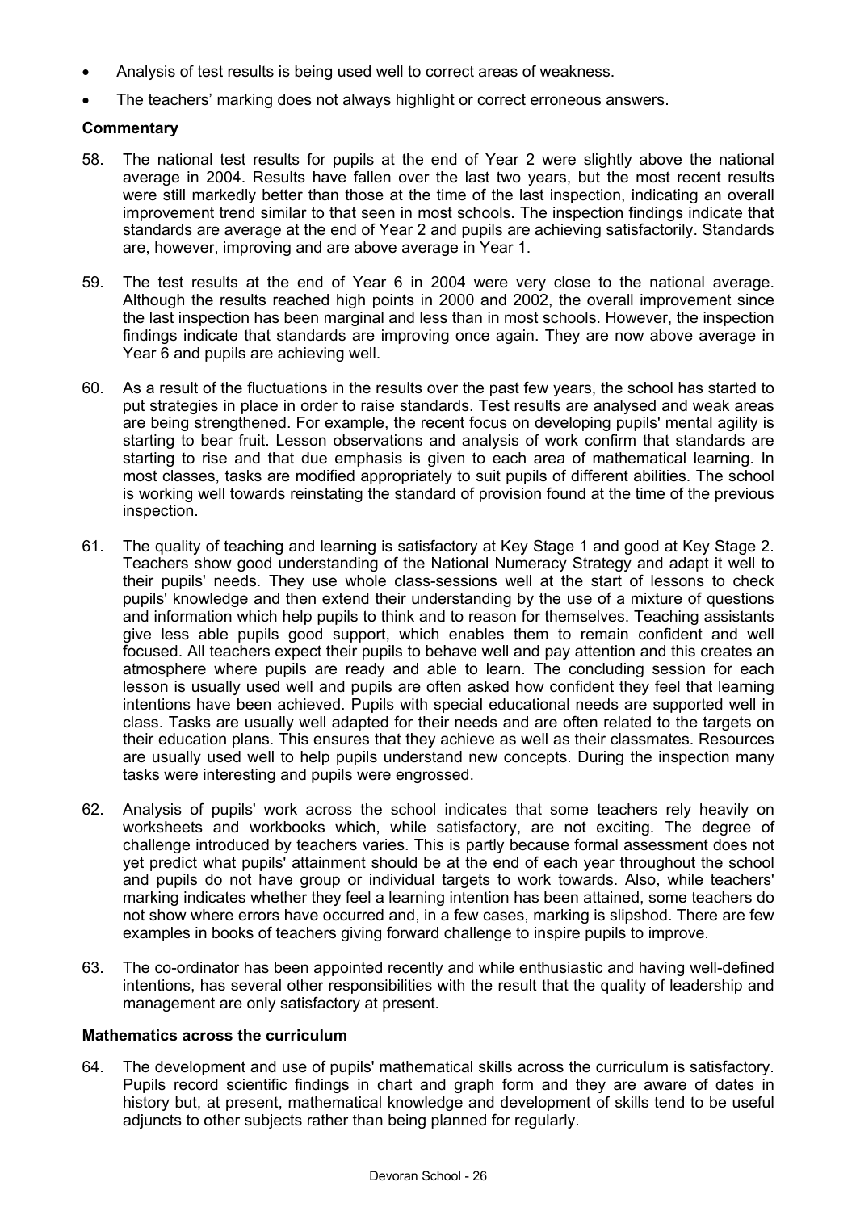- Analysis of test results is being used well to correct areas of weakness.
- The teachers' marking does not always highlight or correct erroneous answers.

**Commentary**

58. The national test results for pupils at the end of Year 2 were slightly above the national average in 2004. Results have fallen over the last two years, but the most recent results were still markedly better than those at the time of the last inspection, indicating an overall improvement trend similar to that seen in most schools. The inspection findings indicate that standards are average at the end of Year 2 and pupils are achieving satisfactorily. Standards are, however, improving and are above average in Year 1.

59. The test results at the end of Year 6 in 2004 were very close to the national average. Although the results reached high points in 2000 and 2002, the overall improvement since the last inspection has been marginal and less than in most schools. However, the inspection findings indicate that standards are improving once again. They are now above average in Year 6 and pupils are achieving well.

60. As a result of the fluctuations in the results over the past few years, the school has started to put strategies in place in order to raise standards. Test results are analysed and weak areas are being strengthened. For example, the recent focus on developing pupils' mental agility is starting to bear fruit. Lesson observations and analysis of work confirm that standards are starting to rise and that due emphasis is given to each area of mathematical learning. In most classes, tasks are modified appropriately to suit pupils of different abilities. The school is working well towards reinstating the standard of provision found at the time of the previous inspection.

61. The quality of teaching and learning is satisfactory at Key Stage 1 and good at Key Stage 2. Teachers show good understanding of the National Numeracy Strategy and adapt it well to their pupils' needs. They use whole class-sessions well at the start of lessons to check pupils' knowledge and then extend their understanding by the use of a mixture of questions and information which help pupils to think and to reason for themselves. Teaching assistants give less able pupils good support, which enables them to remain confident and well focused. All teachers expect their pupils to behave well and pay attention and this creates an atmosphere where pupils are ready and able to learn. The concluding session for each lesson is usually used well and pupils are often asked how confident they feel that learning intentions have been achieved. Pupils with special educational needs are supported well in class. Tasks are usually well adapted for their needs and are often related to the targets on their education plans. This ensures that they achieve as well as their classmates. Resources are usually used well to help pupils understand new concepts. During the inspection many tasks were interesting and pupils were engrossed.

62. Analysis of pupils' work across the school indicates that some teachers rely heavily on worksheets and workbooks which, while satisfactory, are not exciting. The degree of challenge introduced by teachers varies. This is partly because formal assessment does not yet predict what pupils' attainment should be at the end of each year throughout the school and pupils do not have group or individual targets to work towards. Also, while teachers' marking indicates whether they feel a learning intention has been attained, some teachers do not show where errors have occurred and, in a few cases, marking is slipshod. There are few examples in books of teachers giving forward challenge to inspire pupils to improve.

63. The co-ordinator has been appointed recently and while enthusiastic and having well-defined intentions, has several other responsibilities with the result that the quality of leadership and management are only satisfactory at present.

**Mathematics across the curriculum**

64. The development and use of pupils' mathematical skills across the curriculum is satisfactory. Pupils record scientific findings in chart and graph form and they are aware of dates in history but, at present, mathematical knowledge and development of skills tend to be useful adjuncts to other subjects rather than being planned for regularly.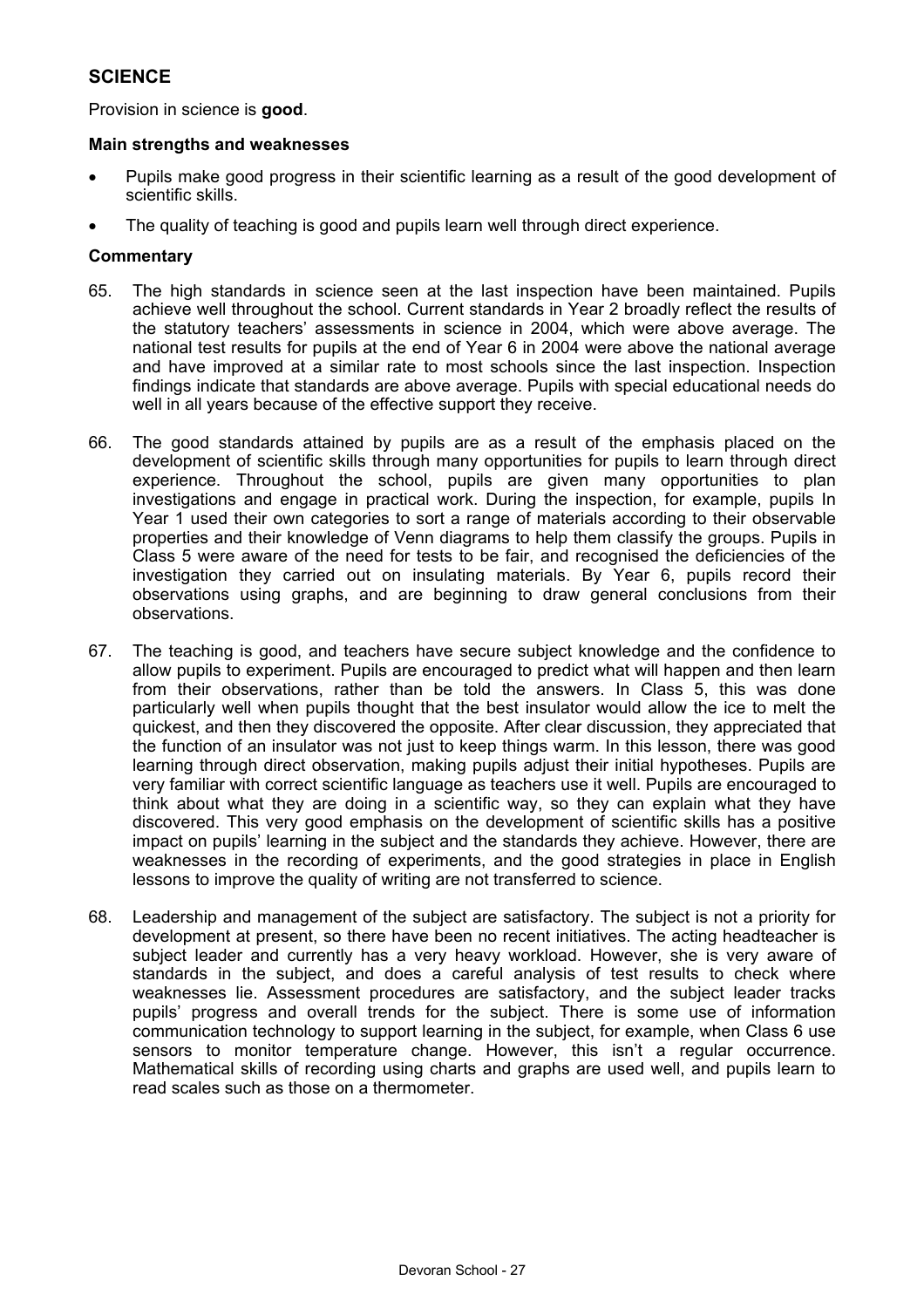## SCIENCE

Provision in science is **good**.

### Main strengths and weaknesses

- Pupils make good progress in their scientific learning as a result of the good development of scientific skills.
- The quality of teaching is good and pupils learn well through direct experience.

### Commentary

65. The high standards in science seen at the last inspection have been maintained. Pupils achieve well throughout the school. Current standards in Year 2 broadly reflect the results of the statutory teachers' assessments in science in 2004, which were above average. The national test results for pupils at the end of Year 6 in 2004 were above the national average and have improved at a similar rate to most schools since the last inspection. Inspection findings indicate that standards are above average. Pupils with special educational needs do well in all years because of the effective support they receive.

66. The good standards attained by pupils are as a result of the emphasis placed on the development of scientific skills through many opportunities for pupils to learn through direct experience. Throughout the school, pupils are given many opportunities to plan investigations and engage in practical work. During the inspection, for example, pupils In Year 1 used their own categories to sort a range of materials according to their observable properties and their knowledge of Venn diagrams to help them classify the groups. Pupils in Class 5 were aware of the need for tests to be fair, and recognised the deficiencies of the investigation they carried out on insulating materials. By Year 6, pupils record their observations using graphs, and are beginning to draw general conclusions from their observations.

67. The teaching is good, and teachers have secure subject knowledge and the confidence to allow pupils to experiment. Pupils are encouraged to predict what will happen and then learn from their observations, rather than be told the answers. In Class 5, this was done particularly well when pupils thought that the best insulator would allow the ice to melt the quickest, and then they discovered the opposite. After clear discussion, they appreciated that the function of an insulator was not just to keep things warm. In this lesson, there was good learning through direct observation, making pupils adjust their initial hypotheses. Pupils are very familiar with correct scientific language as teachers use it well. Pupils are encouraged to think about what they are doing in a scientific way, so they can explain what they have discovered. This very good emphasis on the development of scientific skills has a positive impact on pupils' learning in the subject and the standards they achieve. However, there are weaknesses in the recording of experiments, and the good strategies in place in English lessons to improve the quality of writing are not transferred to science.

68. Leadership and management of the subject are satisfactory. The subject is not a priority for development at present, so there have been no recent initiatives. The acting headteacher is subject leader and currently has a very heavy workload. However, she is very aware of standards in the subject, and does a careful analysis of test results to check where weaknesses lie. Assessment procedures are satisfactory, and the subject leader tracks pupils' progress and overall trends for the subject. There is some use of information communication technology to support learning in the subject, for example, when Class 6 use sensors to monitor temperature change. However, this isn't a regular occurrence. Mathematical skills of recording using charts and graphs are used well, and pupils learn to read scales such as those on a thermometer.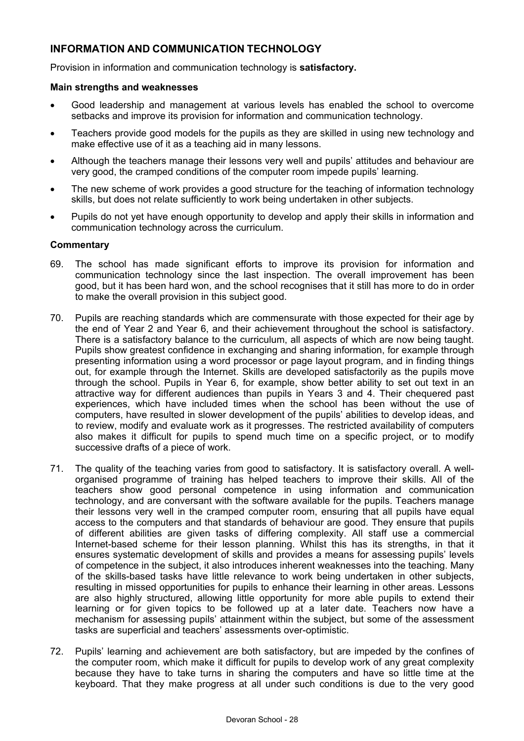## INFORMATION AND COMMUNICATION TECHNOLOGY

Provision in information and communication technology is **satisfactory.**

**Main strengths and weaknesses**

- Good leadership and management at various levels has enabled the school to overcome setbacks and improve its provision for information and communication technology.
- Teachers provide good models for the pupils as they are skilled in using new technology and make effective use of it as a teaching aid in many lessons.
- Although the teachers manage their lessons very well and pupils' attitudes and behaviour are very good, the cramped conditions of the computer room impede pupils' learning.
- The new scheme of work provides a good structure for the teaching of information technology skills, but does not relate sufficiently to work being undertaken in other subjects.
- Pupils do not yet have enough opportunity to develop and apply their skills in information and communication technology across the curriculum.

**Commentary**

69. The school has made significant efforts to improve its provision for information and communication technology since the last inspection. The overall improvement has been good, but it has been hard won, and the school recognises that it still has more to do in order to make the overall provision in this subject good.

70. Pupils are reaching standards which are commensurate with those expected for their age by the end of Year 2 and Year 6, and their achievement throughout the school is satisfactory. There is a satisfactory balance to the curriculum, all aspects of which are now being taught. Pupils show greatest confidence in exchanging and sharing information, for example through presenting information using a word processor or page layout program, and in finding things out, for example through the Internet. Skills are developed satisfactorily as the pupils move through the school. Pupils in Year 6, for example, show better ability to set out text in an attractive way for different audiences than pupils in Years 3 and 4. Their chequered past experiences, which have included times when the school has been without the use of computers, have resulted in slower development of the pupils' abilities to develop ideas, and to review, modify and evaluate work as it progresses. The restricted availability of computers also makes it difficult for pupils to spend much time on a specific project, or to modify successive drafts of a piece of work.

71. The quality of the teaching varies from good to satisfactory. It is satisfactory overall. A well-organised programme of training has helped teachers to improve their skills. All of the teachers show good personal competence in using information and communication technology, and are conversant with the software available for the pupils. Teachers manage their lessons very well in the cramped computer room, ensuring that all pupils have equal access to the computers and that standards of behaviour are good. They ensure that pupils of different abilities are given tasks of differing complexity. All staff use a commercial Internet-based scheme for their lesson planning. Whilst this has its strengths, in that it ensures systematic development of skills and provides a means for assessing pupils' levels of competence in the subject, it also introduces inherent weaknesses into the teaching. Many of the skills-based tasks have little relevance to work being undertaken in other subjects, resulting in missed opportunities for pupils to enhance their learning in other areas. Lessons are also highly structured, allowing little opportunity for more able pupils to extend their learning or for given topics to be followed up at a later date. Teachers now have a mechanism for assessing pupils' attainment within the subject, but some of the assessment tasks are superficial and teachers' assessments over-optimistic.

72. Pupils' learning and achievement are both satisfactory, but are impeded by the confines of the computer room, which make it difficult for pupils to develop work of any great complexity because they have to take turns in sharing the computers and have so little time at the keyboard. That they make progress at all under such conditions is due to the very good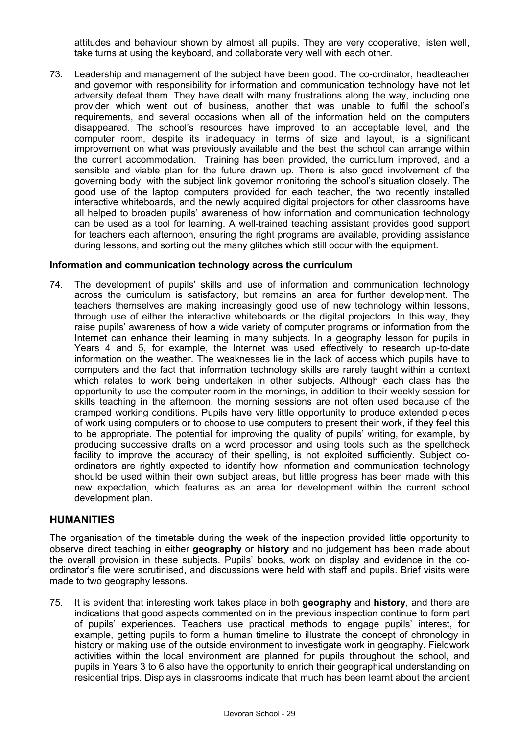attitudes and behaviour shown by almost all pupils. They are very cooperative, listen well, take turns at using the keyboard, and collaborate very well with each other.

73. Leadership and management of the subject have been good. The co-ordinator, headteacher and governor with responsibility for information and communication technology have not let adversity defeat them. They have dealt with many frustrations along the way, including one provider which went out of business, another that was unable to fulfil the school's requirements, and several occasions when all of the information held on the computers disappeared. The school's resources have improved to an acceptable level, and the computer room, despite its inadequacy in terms of size and layout, is a significant improvement on what was previously available and the best the school can arrange within the current accommodation. Training has been provided, the curriculum improved, and a sensible and viable plan for the future drawn up. There is also good involvement of the governing body, with the subject link governor monitoring the school's situation closely. The good use of the laptop computers provided for each teacher, the two recently installed interactive whiteboards, and the newly acquired digital projectors for other classrooms have all helped to broaden pupils' awareness of how information and communication technology can be used as a tool for learning. A well-trained teaching assistant provides good support for teachers each afternoon, ensuring the right programs are available, providing assistance during lessons, and sorting out the many glitches which still occur with the equipment.

**Information and communication technology across the curriculum**

74. The development of pupils' skills and use of information and communication technology across the curriculum is satisfactory, but remains an area for further development. The teachers themselves are making increasingly good use of new technology within lessons, through use of either the interactive whiteboards or the digital projectors. In this way, they raise pupils' awareness of how a wide variety of computer programs or information from the Internet can enhance their learning in many subjects. In a geography lesson for pupils in Years 4 and 5, for example, the Internet was used effectively to research up-to-date information on the weather. The weaknesses lie in the lack of access which pupils have to computers and the fact that information technology skills are rarely taught within a context which relates to work being undertaken in other subjects. Although each class has the opportunity to use the computer room in the mornings, in addition to their weekly session for skills teaching in the afternoon, the morning sessions are not often used because of the cramped working conditions. Pupils have very little opportunity to produce extended pieces of work using computers or to choose to use computers to present their work, if they feel this to be appropriate. The potential for improving the quality of pupils' writing, for example, by producing successive drafts on a word processor and using tools such as the spellcheck facility to improve the accuracy of their spelling, is not exploited sufficiently. Subject co-ordinators are rightly expected to identify how information and communication technology should be used within their own subject areas, but little progress has been made with this new expectation, which features as an area for development within the current school development plan.

## HUMANITIES

The organisation of the timetable during the week of the inspection provided little opportunity to observe direct teaching in either **geography** or **history** and no judgement has been made about the overall provision in these subjects. Pupils' books, work on display and evidence in the co-ordinator's file were scrutinised, and discussions were held with staff and pupils. Brief visits were made to two geography lessons.

75. It is evident that interesting work takes place in both **geography** and **history**, and there are indications that good aspects commented on in the previous inspection continue to form part of pupils' experiences. Teachers use practical methods to engage pupils' interest, for example, getting pupils to form a human timeline to illustrate the concept of chronology in history or making use of the outside environment to investigate work in geography. Fieldwork activities within the local environment are planned for pupils throughout the school, and pupils in Years 3 to 6 also have the opportunity to enrich their geographical understanding on residential trips. Displays in classrooms indicate that much has been learnt about the ancient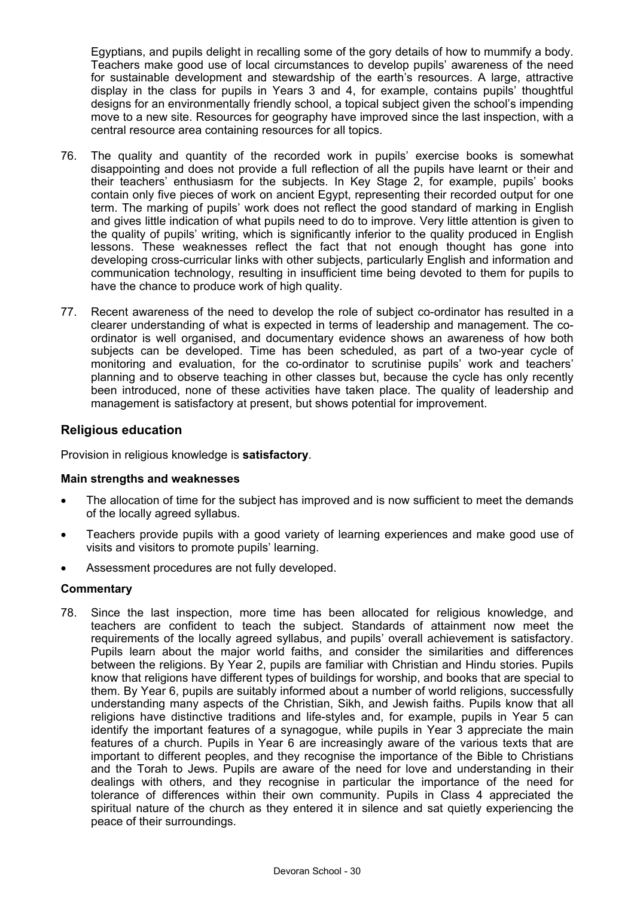Egyptians, and pupils delight in recalling some of the gory details of how to mummify a body. Teachers make good use of local circumstances to develop pupils' awareness of the need for sustainable development and stewardship of the earth's resources. A large, attractive display in the class for pupils in Years 3 and 4, for example, contains pupils' thoughtful designs for an environmentally friendly school, a topical subject given the school's impending move to a new site. Resources for geography have improved since the last inspection, with a central resource area containing resources for all topics.

76. The quality and quantity of the recorded work in pupils' exercise books is somewhat disappointing and does not provide a full reflection of all the pupils have learnt or their and their teachers' enthusiasm for the subjects. In Key Stage 2, for example, pupils' books contain only five pieces of work on ancient Egypt, representing their recorded output for one term. The marking of pupils' work does not reflect the good standard of marking in English and gives little indication of what pupils need to do to improve. Very little attention is given to the quality of pupils' writing, which is significantly inferior to the quality produced in English lessons. These weaknesses reflect the fact that not enough thought has gone into developing cross-curricular links with other subjects, particularly English and information and communication technology, resulting in insufficient time being devoted to them for pupils to have the chance to produce work of high quality.

77. Recent awareness of the need to develop the role of subject co-ordinator has resulted in a clearer understanding of what is expected in terms of leadership and management. The co-ordinator is well organised, and documentary evidence shows an awareness of how both subjects can be developed. Time has been scheduled, as part of a two-year cycle of monitoring and evaluation, for the co-ordinator to scrutinise pupils' work and teachers' planning and to observe teaching in other classes but, because the cycle has only recently been introduced, none of these activities have taken place. The quality of leadership and management is satisfactory at present, but shows potential for improvement.

## Religious education

Provision in religious knowledge is **satisfactory**.

#### Main strengths and weaknesses

- The allocation of time for the subject has improved and is now sufficient to meet the demands of the locally agreed syllabus.
- Teachers provide pupils with a good variety of learning experiences and make good use of visits and visitors to promote pupils' learning.
- Assessment procedures are not fully developed.

#### Commentary

78. Since the last inspection, more time has been allocated for religious knowledge, and teachers are confident to teach the subject. Standards of attainment now meet the requirements of the locally agreed syllabus, and pupils' overall achievement is satisfactory. Pupils learn about the major world faiths, and consider the similarities and differences between the religions. By Year 2, pupils are familiar with Christian and Hindu stories. Pupils know that religions have different types of buildings for worship, and books that are special to them. By Year 6, pupils are suitably informed about a number of world religions, successfully understanding many aspects of the Christian, Sikh, and Jewish faiths. Pupils know that all religions have distinctive traditions and life-styles and, for example, pupils in Year 5 can identify the important features of a synagogue, while pupils in Year 3 appreciate the main features of a church. Pupils in Year 6 are increasingly aware of the various texts that are important to different peoples, and they recognise the importance of the Bible to Christians and the Torah to Jews. Pupils are aware of the need for love and understanding in their dealings with others, and they recognise in particular the importance of the need for tolerance of differences within their own community. Pupils in Class 4 appreciated the spiritual nature of the church as they entered it in silence and sat quietly experiencing the peace of their surroundings.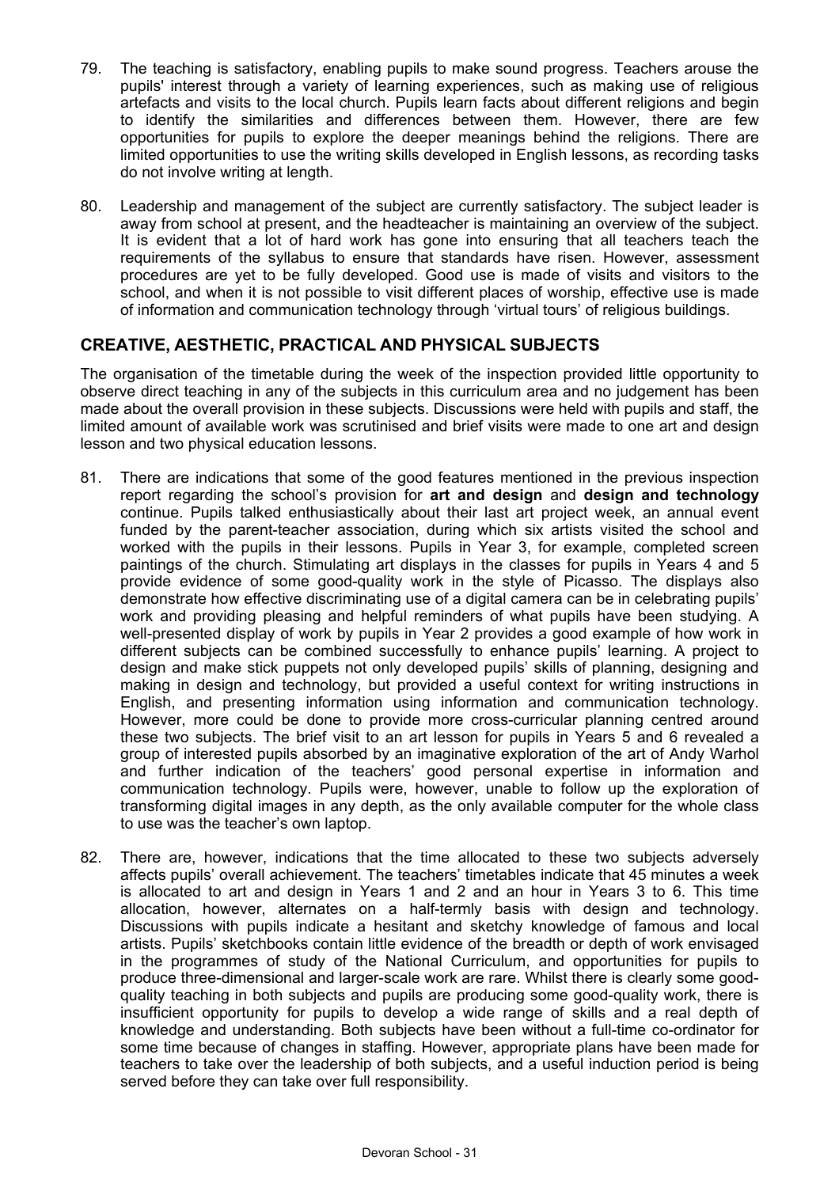79. The teaching is satisfactory, enabling pupils to make sound progress. Teachers arouse the pupils' interest through a variety of learning experiences, such as making use of religious artefacts and visits to the local church. Pupils learn facts about different religions and begin to identify the similarities and differences between them. However, there are few opportunities for pupils to explore the deeper meanings behind the religions. There are limited opportunities to use the writing skills developed in English lessons, as recording tasks do not involve writing at length.

80. Leadership and management of the subject are currently satisfactory. The subject leader is away from school at present, and the headteacher is maintaining an overview of the subject. It is evident that a lot of hard work has gone into ensuring that all teachers teach the requirements of the syllabus to ensure that standards have risen. However, assessment procedures are yet to be fully developed. Good use is made of visits and visitors to the school, and when it is not possible to visit different places of worship, effective use is made of information and communication technology through 'virtual tours' of religious buildings.

## CREATIVE, AESTHETIC, PRACTICAL AND PHYSICAL SUBJECTS

The organisation of the timetable during the week of the inspection provided little opportunity to observe direct teaching in any of the subjects in this curriculum area and no judgement has been made about the overall provision in these subjects. Discussions were held with pupils and staff, the limited amount of available work was scrutinised and brief visits were made to one art and design lesson and two physical education lessons.

81. There are indications that some of the good features mentioned in the previous inspection report regarding the school's provision for **art and design** and **design and technology** continue. Pupils talked enthusiastically about their last art project week, an annual event funded by the parent-teacher association, during which six artists visited the school and worked with the pupils in their lessons. Pupils in Year 3, for example, completed screen paintings of the church. Stimulating art displays in the classes for pupils in Years 4 and 5 provide evidence of some good-quality work in the style of Picasso. The displays also demonstrate how effective discriminating use of a digital camera can be in celebrating pupils' work and providing pleasing and helpful reminders of what pupils have been studying. A well-presented display of work by pupils in Year 2 provides a good example of how work in different subjects can be combined successfully to enhance pupils' learning. A project to design and make stick puppets not only developed pupils' skills of planning, designing and making in design and technology, but provided a useful context for writing instructions in English, and presenting information using information and communication technology. However, more could be done to provide more cross-curricular planning centred around these two subjects. The brief visit to an art lesson for pupils in Years 5 and 6 revealed a group of interested pupils absorbed by an imaginative exploration of the art of Andy Warhol and further indication of the teachers' good personal expertise in information and communication technology. Pupils were, however, unable to follow up the exploration of transforming digital images in any depth, as the only available computer for the whole class to use was the teacher's own laptop.

82. There are, however, indications that the time allocated to these two subjects adversely affects pupils' overall achievement. The teachers' timetables indicate that 45 minutes a week is allocated to art and design in Years 1 and 2 and an hour in Years 3 to 6. This time allocation, however, alternates on a half-termly basis with design and technology. Discussions with pupils indicate a hesitant and sketchy knowledge of famous and local artists. Pupils' sketchbooks contain little evidence of the breadth or depth of work envisaged in the programmes of study of the National Curriculum, and opportunities for pupils to produce three-dimensional and larger-scale work are rare. Whilst there is clearly some good-quality teaching in both subjects and pupils are producing some good-quality work, there is insufficient opportunity for pupils to develop a wide range of skills and a real depth of knowledge and understanding. Both subjects have been without a full-time co-ordinator for some time because of changes in staffing. However, appropriate plans have been made for teachers to take over the leadership of both subjects, and a useful induction period is being served before they can take over full responsibility.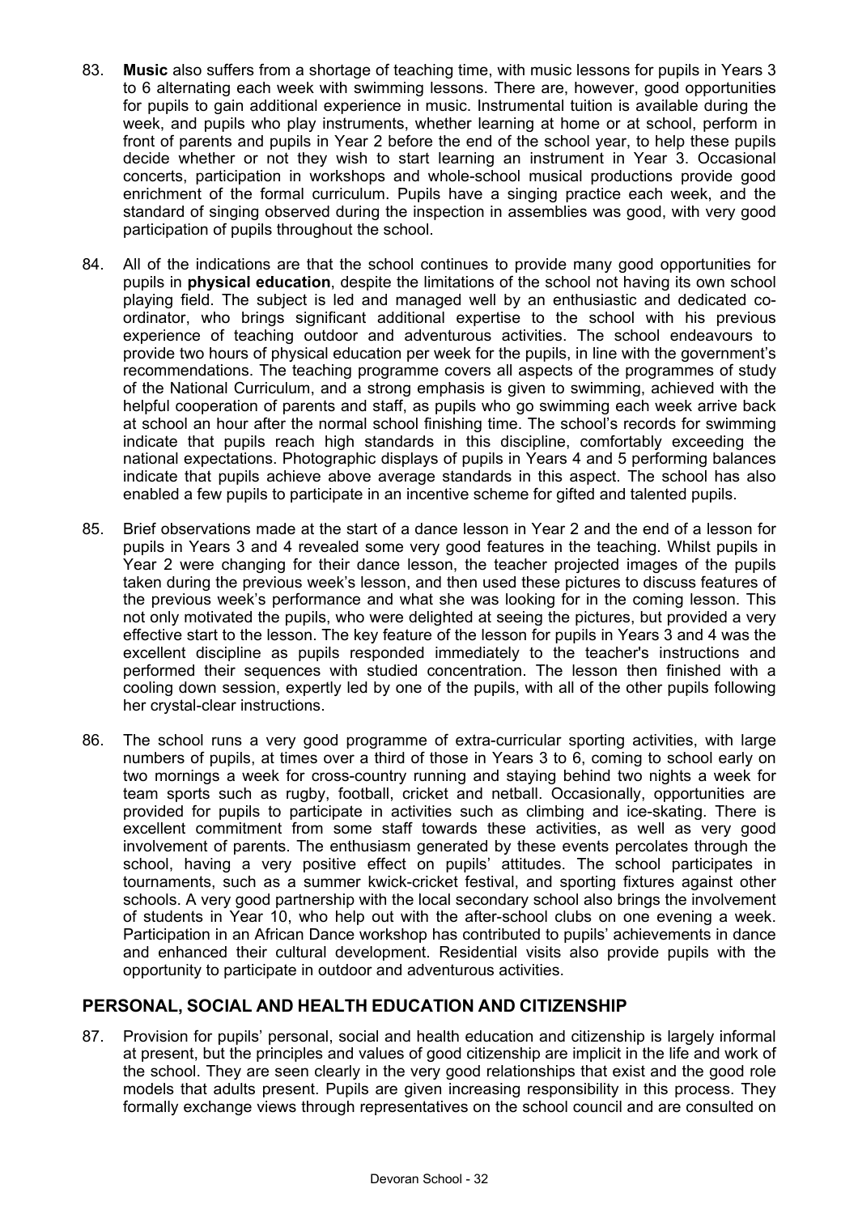83. **Music** also suffers from a shortage of teaching time, with music lessons for pupils in Years 3 to 6 alternating each week with swimming lessons. There are, however, good opportunities for pupils to gain additional experience in music. Instrumental tuition is available during the week, and pupils who play instruments, whether learning at home or at school, perform in front of parents and pupils in Year 2 before the end of the school year, to help these pupils decide whether or not they wish to start learning an instrument in Year 3. Occasional concerts, participation in workshops and whole-school musical productions provide good enrichment of the formal curriculum. Pupils have a singing practice each week, and the standard of singing observed during the inspection in assemblies was good, with very good participation of pupils throughout the school.

84. All of the indications are that the school continues to provide many good opportunities for pupils in **physical education**, despite the limitations of the school not having its own school playing field. The subject is led and managed well by an enthusiastic and dedicated co-ordinator, who brings significant additional expertise to the school with his previous experience of teaching outdoor and adventurous activities. The school endeavours to provide two hours of physical education per week for the pupils, in line with the government's recommendations. The teaching programme covers all aspects of the programmes of study of the National Curriculum, and a strong emphasis is given to swimming, achieved with the helpful cooperation of parents and staff, as pupils who go swimming each week arrive back at school an hour after the normal school finishing time. The school's records for swimming indicate that pupils reach high standards in this discipline, comfortably exceeding the national expectations. Photographic displays of pupils in Years 4 and 5 performing balances indicate that pupils achieve above average standards in this aspect. The school has also enabled a few pupils to participate in an incentive scheme for gifted and talented pupils.

85. Brief observations made at the start of a dance lesson in Year 2 and the end of a lesson for pupils in Years 3 and 4 revealed some very good features in the teaching. Whilst pupils in Year 2 were changing for their dance lesson, the teacher projected images of the pupils taken during the previous week's lesson, and then used these pictures to discuss features of the previous week's performance and what she was looking for in the coming lesson. This not only motivated the pupils, who were delighted at seeing the pictures, but provided a very effective start to the lesson. The key feature of the lesson for pupils in Years 3 and 4 was the excellent discipline as pupils responded immediately to the teacher's instructions and performed their sequences with studied concentration. The lesson then finished with a cooling down session, expertly led by one of the pupils, with all of the other pupils following her crystal-clear instructions.

86. The school runs a very good programme of extra-curricular sporting activities, with large numbers of pupils, at times over a third of those in Years 3 to 6, coming to school early on two mornings a week for cross-country running and staying behind two nights a week for team sports such as rugby, football, cricket and netball. Occasionally, opportunities are provided for pupils to participate in activities such as climbing and ice-skating. There is excellent commitment from some staff towards these activities, as well as very good involvement of parents. The enthusiasm generated by these events percolates through the school, having a very positive effect on pupils' attitudes. The school participates in tournaments, such as a summer kwick-cricket festival, and sporting fixtures against other schools. A very good partnership with the local secondary school also brings the involvement of students in Year 10, who help out with the after-school clubs on one evening a week. Participation in an African Dance workshop has contributed to pupils' achievements in dance and enhanced their cultural development. Residential visits also provide pupils with the opportunity to participate in outdoor and adventurous activities.

## PERSONAL, SOCIAL AND HEALTH EDUCATION AND CITIZENSHIP

87. Provision for pupils' personal, social and health education and citizenship is largely informal at present, but the principles and values of good citizenship are implicit in the life and work of the school. They are seen clearly in the very good relationships that exist and the good role models that adults present. Pupils are given increasing responsibility in this process. They formally exchange views through representatives on the school council and are consulted on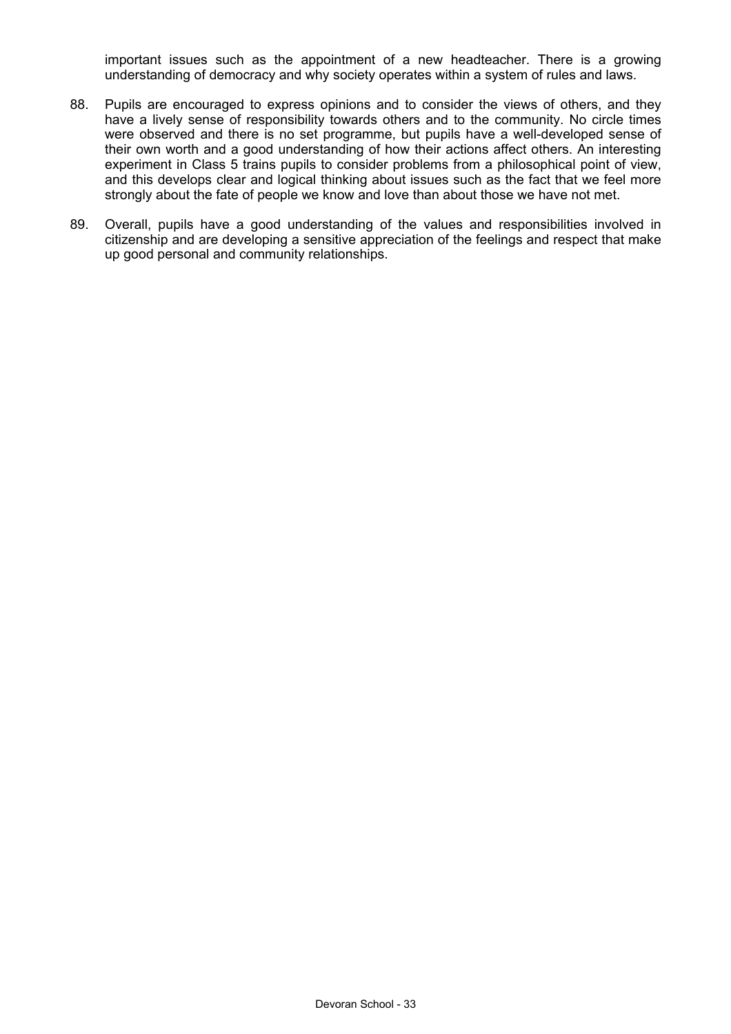important issues such as the appointment of a new headteacher. There is a growing understanding of democracy and why society operates within a system of rules and laws.

88. Pupils are encouraged to express opinions and to consider the views of others, and they have a lively sense of responsibility towards others and to the community. No circle times were observed and there is no set programme, but pupils have a well-developed sense of their own worth and a good understanding of how their actions affect others. An interesting experiment in Class 5 trains pupils to consider problems from a philosophical point of view, and this develops clear and logical thinking about issues such as the fact that we feel more strongly about the fate of people we know and love than about those we have not met.

89. Overall, pupils have a good understanding of the values and responsibilities involved in citizenship and are developing a sensitive appreciation of the feelings and respect that make up good personal and community relationships.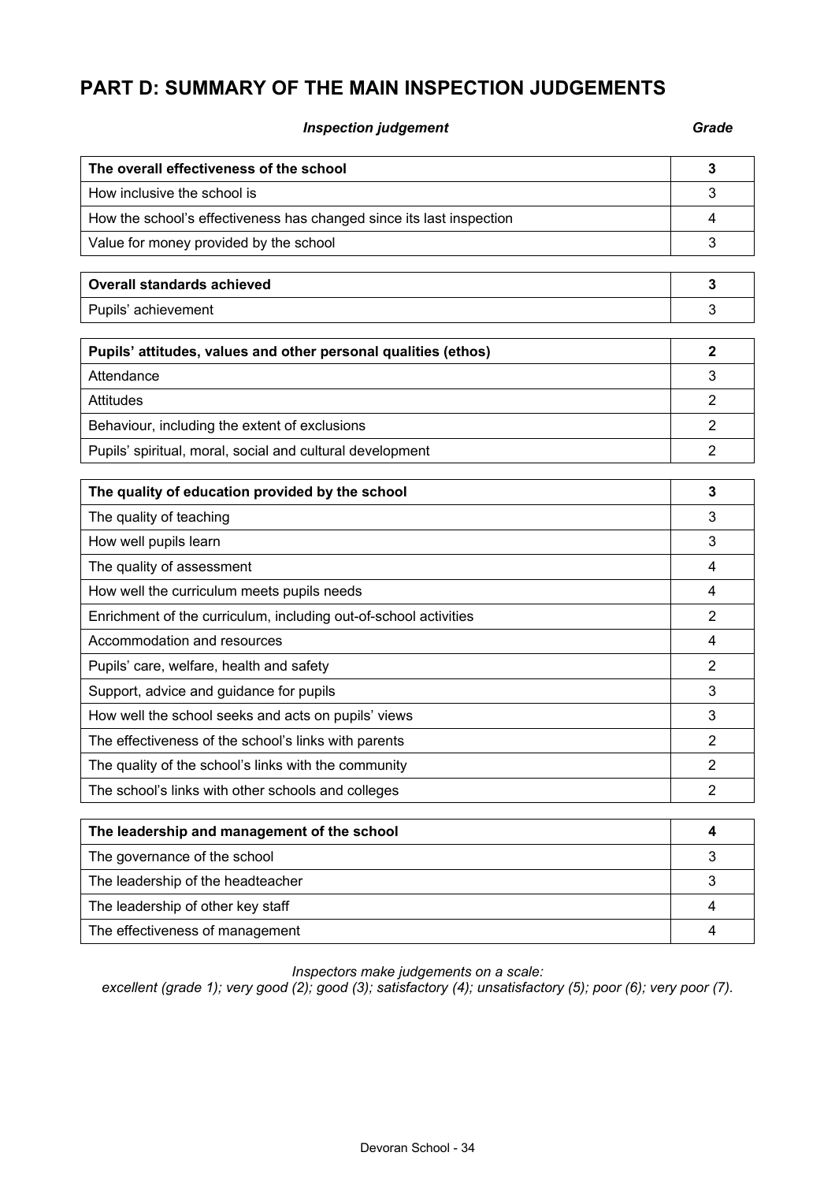# PART D: SUMMARY OF THE MAIN INSPECTION JUDGEMENTS

| *Inspection judgement* | *Grade* |
|---|---|
| **The overall effectiveness of the school** | **3** |
| How inclusive the school is | 3 |
| How the school's effectiveness has changed since its last inspection | 4 |
| Value for money provided by the school | 3 |
| **Overall standards achieved** | **3** |
| Pupils' achievement | 3 |
| **Pupils' attitudes, values and other personal qualities (ethos)** | **2** |
| Attendance | 3 |
| Attitudes | 2 |
| Behaviour, including the extent of exclusions | 2 |
| Pupils' spiritual, moral, social and cultural development | 2 |
| **The quality of education provided by the school** | **3** |
| The quality of teaching | 3 |
| How well pupils learn | 3 |
| The quality of assessment | 4 |
| How well the curriculum meets pupils needs | 4 |
| Enrichment of the curriculum, including out-of-school activities | 2 |
| Accommodation and resources | 4 |
| Pupils' care, welfare, health and safety | 2 |
| Support, advice and guidance for pupils | 3 |
| How well the school seeks and acts on pupils' views | 3 |
| The effectiveness of the school's links with parents | 2 |
| The quality of the school's links with the community | 2 |
| The school's links with other schools and colleges | 2 |
| **The leadership and management of the school** | **4** |
| The governance of the school | 3 |
| The leadership of the headteacher | 3 |
| The leadership of other key staff | 4 |
| The effectiveness of management | 4 |

*Inspectors make judgements on a scale:*
*excellent (grade 1); very good (2); good (3); satisfactory (4); unsatisfactory (5); poor (6); very poor (7).*